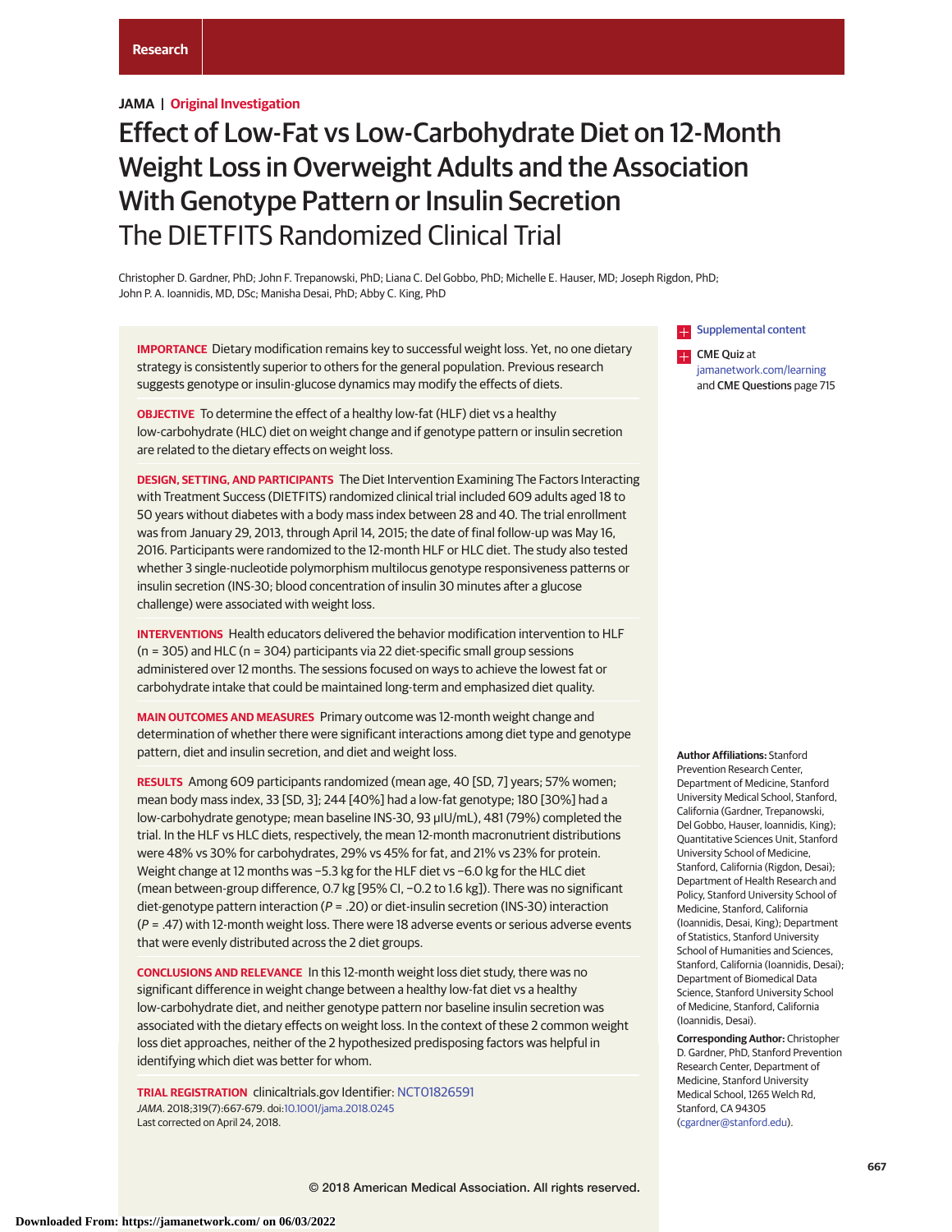Research

**JAMA | Original Investigation**

# Effect of Low-Fat vs Low-Carbohydrate Diet on 12-Month Weight Loss in Overweight Adults and the Association With Genotype Pattern or Insulin Secretion

## The DIETFITS Randomized Clinical Trial

Christopher D. Gardner, PhD; John F. Trepanowski, PhD; Liana C. Del Gobbo, PhD; Michelle E. Hauser, MD; Joseph Rigdon, PhD; John P. A. Ioannidis, MD, DSc; Manisha Desai, PhD; Abby C. King, PhD

**IMPORTANCE** Dietary modification remains key to successful weight loss. Yet, no one dietary strategy is consistently superior to others for the general population. Previous research suggests genotype or insulin-glucose dynamics may modify the effects of diets.

**OBJECTIVE** To determine the effect of a healthy low-fat (HLF) diet vs a healthy low-carbohydrate (HLC) diet on weight change and if genotype pattern or insulin secretion are related to the dietary effects on weight loss.

**DESIGN, SETTING, AND PARTICIPANTS** The Diet Intervention Examining The Factors Interacting with Treatment Success (DIETFITS) randomized clinical trial included 609 adults aged 18 to 50 years without diabetes with a body mass index between 28 and 40. The trial enrollment was from January 29, 2013, through April 14, 2015; the date of final follow-up was May 16, 2016. Participants were randomized to the 12-month HLF or HLC diet. The study also tested whether 3 single-nucleotide polymorphism multilocus genotype responsiveness patterns or insulin secretion (INS-30; blood concentration of insulin 30 minutes after a glucose challenge) were associated with weight loss.

**INTERVENTIONS** Health educators delivered the behavior modification intervention to HLF (n = 305) and HLC (n = 304) participants via 22 diet-specific small group sessions administered over 12 months. The sessions focused on ways to achieve the lowest fat or carbohydrate intake that could be maintained long-term and emphasized diet quality.

**MAIN OUTCOMES AND MEASURES** Primary outcome was 12-month weight change and determination of whether there were significant interactions among diet type and genotype pattern, diet and insulin secretion, and diet and weight loss.

**RESULTS** Among 609 participants randomized (mean age, 40 [SD, 7] years; 57% women; mean body mass index, 33 [SD, 3]; 244 [40%] had a low-fat genotype; 180 [30%] had a low-carbohydrate genotype; mean baseline INS-30, 93 μIU/mL), 481 (79%) completed the trial. In the HLF vs HLC diets, respectively, the mean 12-month macronutrient distributions were 48% vs 30% for carbohydrates, 29% vs 45% for fat, and 21% vs 23% for protein. Weight change at 12 months was −5.3 kg for the HLF diet vs −6.0 kg for the HLC diet (mean between-group difference, 0.7 kg [95% CI, −0.2 to 1.6 kg]). There was no significant diet-genotype pattern interaction ($P = .20$) or diet-insulin secretion (INS-30) interaction ($P = .47$) with 12-month weight loss. There were 18 adverse events or serious adverse events that were evenly distributed across the 2 diet groups.

**CONCLUSIONS AND RELEVANCE** In this 12-month weight loss diet study, there was no significant difference in weight change between a healthy low-fat diet vs a healthy low-carbohydrate diet, and neither genotype pattern nor baseline insulin secretion was associated with the dietary effects on weight loss. In the context of these 2 common weight loss diet approaches, neither of the 2 hypothesized predisposing factors was helpful in identifying which diet was better for whom.

**TRIAL REGISTRATION** clinicaltrials.gov Identifier: NCT01826591

*JAMA*. 2018;319(7):667-679. doi:10.1001/jama.2018.0245
Last corrected on April 24, 2018.

Supplemental content

CME Quiz at jamanetwork.com/learning and CME Questions page 715

**Author Affiliations:** Stanford Prevention Research Center, Department of Medicine, Stanford University Medical School, Stanford, California (Gardner, Trepanowski, Del Gobbo, Hauser, Ioannidis, King); Quantitative Sciences Unit, Stanford University School of Medicine, Stanford, California (Rigdon, Desai); Department of Health Research and Policy, Stanford University School of Medicine, Stanford, California (Ioannidis, Desai, King); Department of Statistics, Stanford University School of Humanities and Sciences, Stanford, California (Ioannidis, Desai); Department of Biomedical Data Science, Stanford University School of Medicine, Stanford, California (Ioannidis, Desai).

**Corresponding Author:** Christopher D. Gardner, PhD, Stanford Prevention Research Center, Department of Medicine, Stanford University Medical School, 1265 Welch Rd, Stanford, CA 94305 (cgardner@stanford.edu).

© 2018 American Medical Association. All rights reserved.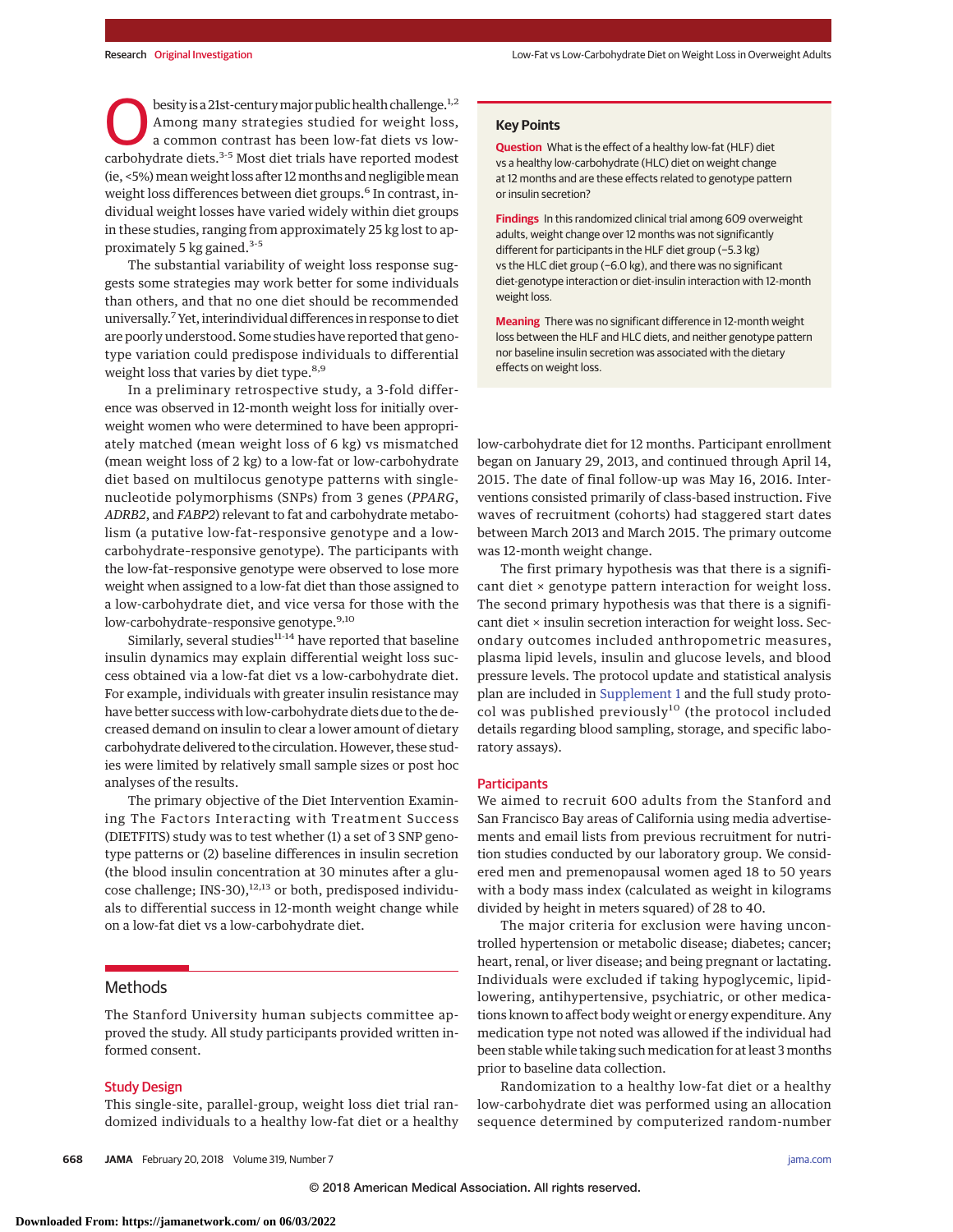Obesity is a 21st-century major public health challenge.[1,2] Among many strategies studied for weight loss, a common contrast has been low-fat diets vs low-carbohydrate diets.[3-5] Most diet trials have reported modest (ie, <5%) mean weight loss after 12 months and negligible mean weight loss differences between diet groups.[6] In contrast, individual weight losses have varied widely within diet groups in these studies, ranging from approximately 25 kg lost to approximately 5 kg gained.[3-5]

The substantial variability of weight loss response suggests some strategies may work better for some individuals than others, and that no one diet should be recommended universally.[7] Yet, interindividual differences in response to diet are poorly understood. Some studies have reported that genotype variation could predispose individuals to differential weight loss that varies by diet type.[8,9]

In a preliminary retrospective study, a 3-fold difference was observed in 12-month weight loss for initially overweight women who were determined to have been appropriately matched (mean weight loss of 6 kg) vs mismatched (mean weight loss of 2 kg) to a low-fat or low-carbohydrate diet based on multilocus genotype patterns with single-nucleotide polymorphisms (SNPs) from 3 genes (*PPARG*, *ADRB2*, and *FABP2*) relevant to fat and carbohydrate metabolism (a putative low-fat-responsive genotype and a low-carbohydrate-responsive genotype). The participants with the low-fat-responsive genotype were observed to lose more weight when assigned to a low-fat diet than those assigned to a low-carbohydrate diet, and vice versa for those with the low-carbohydrate-responsive genotype.[9,10]

Similarly, several studies[11-14] have reported that baseline insulin dynamics may explain differential weight loss success obtained via a low-fat diet vs a low-carbohydrate diet. For example, individuals with greater insulin resistance may have better success with low-carbohydrate diets due to the decreased demand on insulin to clear a lower amount of dietary carbohydrate delivered to the circulation. However, these studies were limited by relatively small sample sizes or post hoc analyses of the results.

The primary objective of the Diet Intervention Examining The Factors Interacting with Treatment Success (DIETFITS) study was to test whether (1) a set of 3 SNP genotype patterns or (2) baseline differences in insulin secretion (the blood insulin concentration at 30 minutes after a glucose challenge; INS-30),[12,13] or both, predisposed individuals to differential success in 12-month weight change while on a low-fat diet vs a low-carbohydrate diet.

> **Key Points**
>
> **Question** What is the effect of a healthy low-fat (HLF) diet vs a healthy low-carbohydrate (HLC) diet on weight change at 12 months and are these effects related to genotype pattern or insulin secretion?
>
> **Findings** In this randomized clinical trial among 609 overweight adults, weight change over 12 months was not significantly different for participants in the HLF diet group (−5.3 kg) vs the HLC diet group (−6.0 kg), and there was no significant diet-genotype interaction or diet-insulin interaction with 12-month weight loss.
>
> **Meaning** There was no significant difference in 12-month weight loss between the HLF and HLC diets, and neither genotype pattern nor baseline insulin secretion was associated with the dietary effects on weight loss.

## Methods

The Stanford University human subjects committee approved the study. All study participants provided written informed consent.

### Study Design

This single-site, parallel-group, weight loss diet trial randomized individuals to a healthy low-fat diet or a healthy low-carbohydrate diet for 12 months. Participant enrollment began on January 29, 2013, and continued through April 14, 2015. The date of final follow-up was May 16, 2016. Interventions consisted primarily of class-based instruction. Five waves of recruitment (cohorts) had staggered start dates between March 2013 and March 2015. The primary outcome was 12-month weight change.

The first primary hypothesis was that there is a significant diet × genotype pattern interaction for weight loss. The second primary hypothesis was that there is a significant diet × insulin secretion interaction for weight loss. Secondary outcomes included anthropometric measures, plasma lipid levels, insulin and glucose levels, and blood pressure levels. The protocol update and statistical analysis plan are included in Supplement 1 and the full study protocol was published previously[10] (the protocol included details regarding blood sampling, storage, and specific laboratory assays).

### Participants

We aimed to recruit 600 adults from the Stanford and San Francisco Bay areas of California using media advertisements and email lists from previous recruitment for nutrition studies conducted by our laboratory group. We considered men and premenopausal women aged 18 to 50 years with a body mass index (calculated as weight in kilograms divided by height in meters squared) of 28 to 40.

The major criteria for exclusion were having uncontrolled hypertension or metabolic disease; diabetes; cancer; heart, renal, or liver disease; and being pregnant or lactating. Individuals were excluded if taking hypoglycemic, lipid-lowering, antihypertensive, psychiatric, or other medications known to affect body weight or energy expenditure. Any medication type not noted was allowed if the individual had been stable while taking such medication for at least 3 months prior to baseline data collection.

Randomization to a healthy low-fat diet or a healthy low-carbohydrate diet was performed using an allocation sequence determined by computerized random-number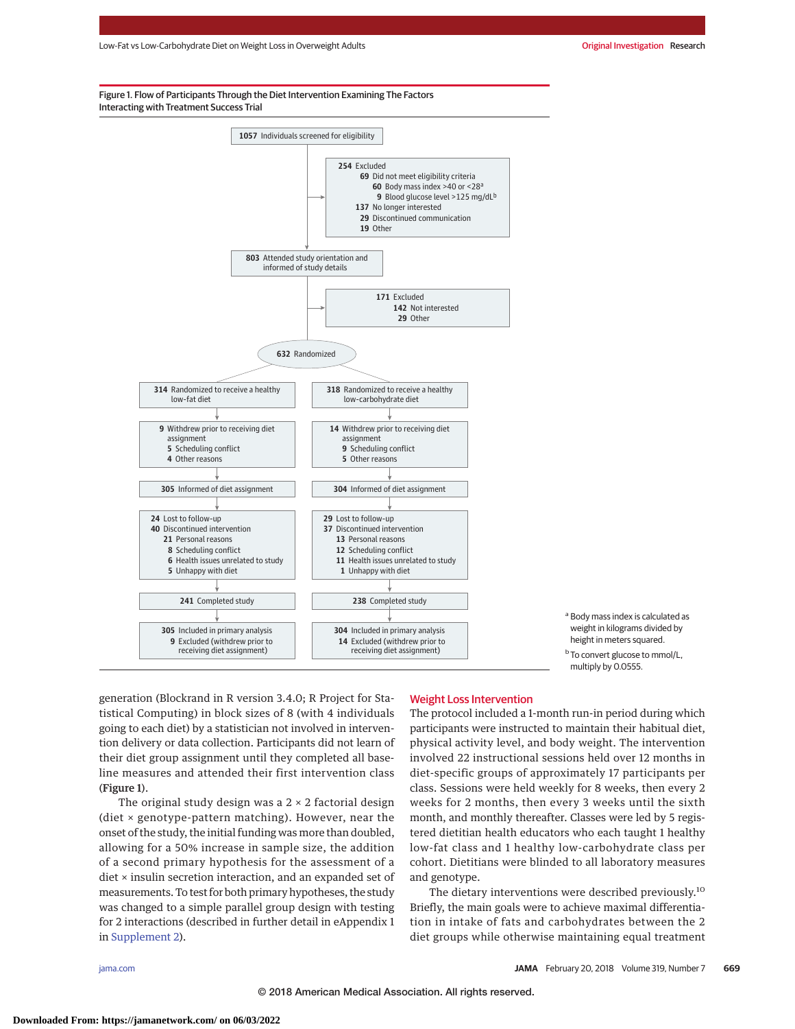Figure 1. Flow of Participants Through the Diet Intervention Examining The Factors Interacting with Treatment Success Trial

**1057** Individuals screened for eligibility

**254** Excluded
- **69** Did not meet eligibility criteria
  - **60** Body mass index >40 or <28[a]
  - **9** Blood glucose level >125 mg/dL[b]
- **137** No longer interested
- **29** Discontinued communication
- **19** Other

**803** Attended study orientation and informed of study details

**171** Excluded
- **142** Not interested
- **29** Other

**632** Randomized

| Healthy low-fat diet | Healthy low-carbohydrate diet |
|---|---|
| **314** Randomized to receive a healthy low-fat diet | **318** Randomized to receive a healthy low-carbohydrate diet |
| **9** Withdrew prior to receiving diet assignment; **5** Scheduling conflict; **4** Other reasons | **14** Withdrew prior to receiving diet assignment; **9** Scheduling conflict; **5** Other reasons |
| **305** Informed of diet assignment | **304** Informed of diet assignment |
| **24** Lost to follow-up; **40** Discontinued intervention: **21** Personal reasons, **8** Scheduling conflict, **6** Health issues unrelated to study, **5** Unhappy with diet | **29** Lost to follow-up; **37** Discontinued intervention: **13** Personal reasons, **12** Scheduling conflict, **11** Health issues unrelated to study, **1** Unhappy with diet |
| **241** Completed study | **238** Completed study |
| **305** Included in primary analysis; **9** Excluded (withdrew prior to receiving diet assignment) | **304** Included in primary analysis; **14** Excluded (withdrew prior to receiving diet assignment) |

[a] Body mass index is calculated as weight in kilograms divided by height in meters squared.

[b] To convert glucose to mmol/L, multiply by 0.0555.

generation (Blockrand in R version 3.4.0; R Project for Statistical Computing) in block sizes of 8 (with 4 individuals going to each diet) by a statistician not involved in intervention delivery or data collection. Participants did not learn of their diet group assignment until they completed all baseline measures and attended their first intervention class (**Figure 1**).

The original study design was a 2 × 2 factorial design (diet × genotype-pattern matching). However, near the onset of the study, the initial funding was more than doubled, allowing for a 50% increase in sample size, the addition of a second primary hypothesis for the assessment of a diet × insulin secretion interaction, and an expanded set of measurements. To test for both primary hypotheses, the study was changed to a simple parallel group design with testing for 2 interactions (described in further detail in eAppendix 1 in Supplement 2).

## Weight Loss Intervention

The protocol included a 1-month run-in period during which participants were instructed to maintain their habitual diet, physical activity level, and body weight. The intervention involved 22 instructional sessions held over 12 months in diet-specific groups of approximately 17 participants per class. Sessions were held weekly for 8 weeks, then every 2 weeks for 2 months, then every 3 weeks until the sixth month, and monthly thereafter. Classes were led by 5 registered dietitian health educators who each taught 1 healthy low-fat class and 1 healthy low-carbohydrate class per cohort. Dietitians were blinded to all laboratory measures and genotype.

The dietary interventions were described previously.[10] Briefly, the main goals were to achieve maximal differentiation in intake of fats and carbohydrates between the 2 diet groups while otherwise maintaining equal treatment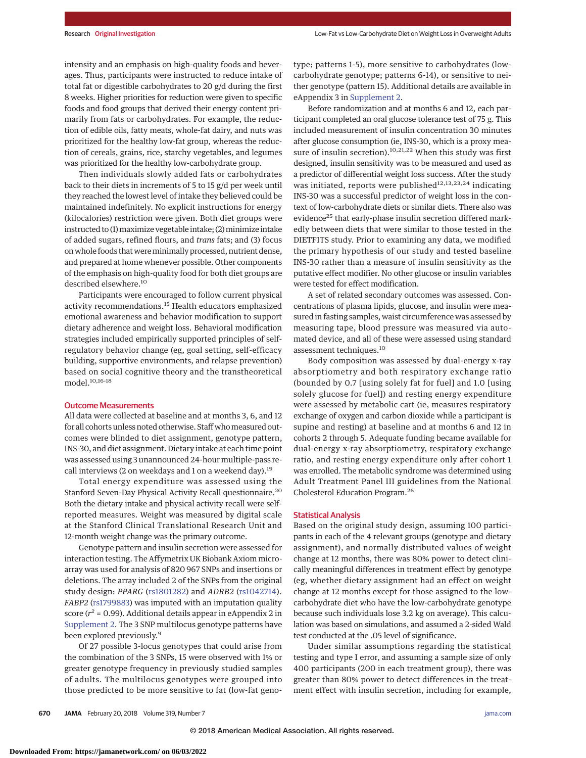intensity and an emphasis on high-quality foods and beverages. Thus, participants were instructed to reduce intake of total fat or digestible carbohydrates to 20 g/d during the first 8 weeks. Higher priorities for reduction were given to specific foods and food groups that derived their energy content primarily from fats or carbohydrates. For example, the reduction of edible oils, fatty meats, whole-fat dairy, and nuts was prioritized for the healthy low-fat group, whereas the reduction of cereals, grains, rice, starchy vegetables, and legumes was prioritized for the healthy low-carbohydrate group.

Then individuals slowly added fats or carbohydrates back to their diets in increments of 5 to 15 g/d per week until they reached the lowest level of intake they believed could be maintained indefinitely. No explicit instructions for energy (kilocalories) restriction were given. Both diet groups were instructed to (1) maximize vegetable intake; (2) minimize intake of added sugars, refined flours, and *trans* fats; and (3) focus on whole foods that were minimally processed, nutrient dense, and prepared at home whenever possible. Other components of the emphasis on high-quality food for both diet groups are described elsewhere.[10]

Participants were encouraged to follow current physical activity recommendations.[15] Health educators emphasized emotional awareness and behavior modification to support dietary adherence and weight loss. Behavioral modification strategies included empirically supported principles of self-regulatory behavior change (eg, goal setting, self-efficacy building, supportive environments, and relapse prevention) based on social cognitive theory and the transtheoretical model.[10,16-18]

## Outcome Measurements

All data were collected at baseline and at months 3, 6, and 12 for all cohorts unless noted otherwise. Staff who measured outcomes were blinded to diet assignment, genotype pattern, INS-30, and diet assignment. Dietary intake at each time point was assessed using 3 unannounced 24-hour multiple-pass recall interviews (2 on weekdays and 1 on a weekend day).[19]

Total energy expenditure was assessed using the Stanford Seven-Day Physical Activity Recall questionnaire.[20] Both the dietary intake and physical activity recall were self-reported measures. Weight was measured by digital scale at the Stanford Clinical Translational Research Unit and 12-month weight change was the primary outcome.

Genotype pattern and insulin secretion were assessed for interaction testing. The Affymetrix UK Biobank Axiom microarray was used for analysis of 820 967 SNPs and insertions or deletions. The array included 2 of the SNPs from the original study design: *PPARG* (rs1801282) and *ADRB2* (rs1042714). *FABP2* (rs1799883) was imputed with an imputation quality score ($r^2$ = 0.99). Additional details appear in eAppendix 2 in Supplement 2. The 3 SNP multilocus genotype patterns have been explored previously.[9]

Of 27 possible 3-locus genotypes that could arise from the combination of the 3 SNPs, 15 were observed with 1% or greater genotype frequency in previously studied samples of adults. The multilocus genotypes were grouped into those predicted to be more sensitive to fat (low-fat genotype; patterns 1-5), more sensitive to carbohydrates (low-carbohydrate genotype; patterns 6-14), or sensitive to neither genotype (pattern 15). Additional details are available in eAppendix 3 in Supplement 2.

Before randomization and at months 6 and 12, each participant completed an oral glucose tolerance test of 75 g. This included measurement of insulin concentration 30 minutes after glucose consumption (ie, INS-30, which is a proxy measure of insulin secretion).[10,21,22] When this study was first designed, insulin sensitivity was to be measured and used as a predictor of differential weight loss success. After the study was initiated, reports were published[12,13,23,24] indicating INS-30 was a successful predictor of weight loss in the context of low-carbohydrate diets or similar diets. There also was evidence[25] that early-phase insulin secretion differed markedly between diets that were similar to those tested in the DIETFITS study. Prior to examining any data, we modified the primary hypothesis of our study and tested baseline INS-30 rather than a measure of insulin sensitivity as the putative effect modifier. No other glucose or insulin variables were tested for effect modification.

A set of related secondary outcomes was assessed. Concentrations of plasma lipids, glucose, and insulin were measured in fasting samples, waist circumference was assessed by measuring tape, blood pressure was measured via automated device, and all of these were assessed using standard assessment techniques.[10]

Body composition was assessed by dual-energy x-ray absorptiometry and both respiratory exchange ratio (bounded by 0.7 [using solely fat for fuel] and 1.0 [using solely glucose for fuel]) and resting energy expenditure were assessed by metabolic cart (ie, measures respiratory exchange of oxygen and carbon dioxide while a participant is supine and resting) at baseline and at months 6 and 12 in cohorts 2 through 5. Adequate funding became available for dual-energy x-ray absorptiometry, respiratory exchange ratio, and resting energy expenditure only after cohort 1 was enrolled. The metabolic syndrome was determined using Adult Treatment Panel III guidelines from the National Cholesterol Education Program.[26]

## Statistical Analysis

Based on the original study design, assuming 100 participants in each of the 4 relevant groups (genotype and dietary assignment), and normally distributed values of weight change at 12 months, there was 80% power to detect clinically meaningful differences in treatment effect by genotype (eg, whether dietary assignment had an effect on weight change at 12 months except for those assigned to the low-carbohydrate diet who have the low-carbohydrate genotype because such individuals lose 3.2 kg on average). This calculation was based on simulations, and assumed a 2-sided Wald test conducted at the .05 level of significance.

Under similar assumptions regarding the statistical testing and type I error, and assuming a sample size of only 400 participants (200 in each treatment group), there was greater than 80% power to detect differences in the treatment effect with insulin secretion, including for example,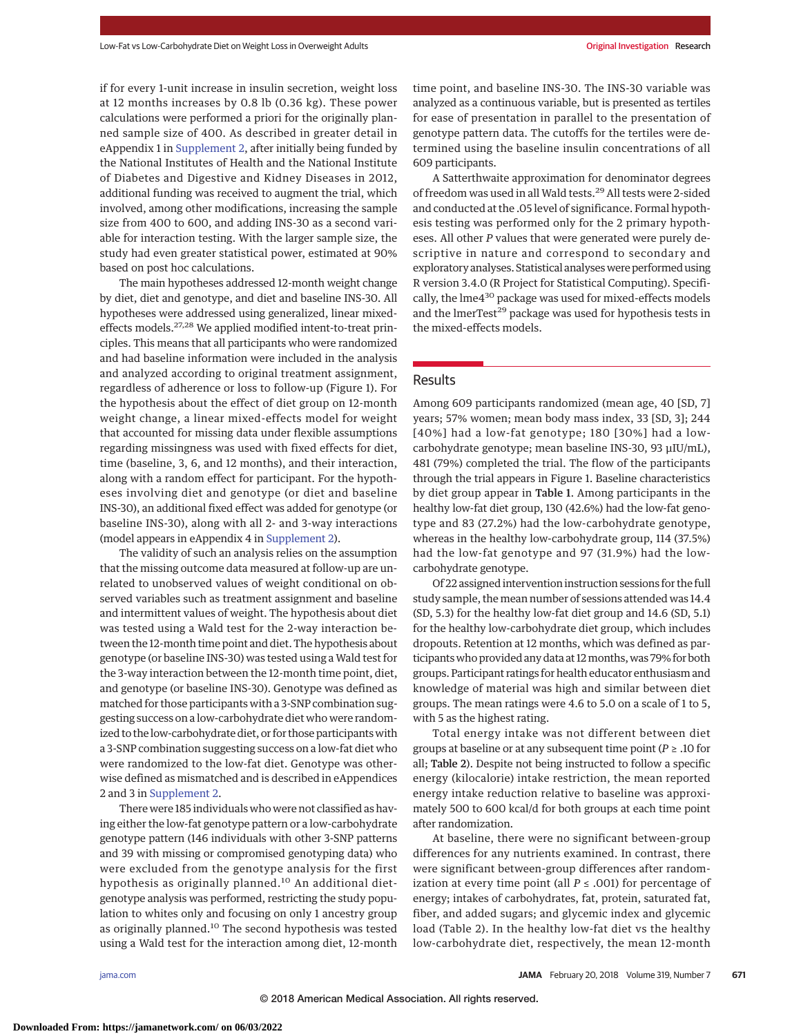if for every 1-unit increase in insulin secretion, weight loss at 12 months increases by 0.8 lb (0.36 kg). These power calculations were performed a priori for the originally planned sample size of 400. As described in greater detail in eAppendix 1 in Supplement 2, after initially being funded by the National Institutes of Health and the National Institute of Diabetes and Digestive and Kidney Diseases in 2012, additional funding was received to augment the trial, which involved, among other modifications, increasing the sample size from 400 to 600, and adding INS-30 as a second variable for interaction testing. With the larger sample size, the study had even greater statistical power, estimated at 90% based on post hoc calculations.

The main hypotheses addressed 12-month weight change by diet, diet and genotype, and diet and baseline INS-30. All hypotheses were addressed using generalized, linear mixed-effects models.[27,28] We applied modified intent-to-treat principles. This means that all participants who were randomized and had baseline information were included in the analysis and analyzed according to original treatment assignment, regardless of adherence or loss to follow-up (Figure 1). For the hypothesis about the effect of diet group on 12-month weight change, a linear mixed-effects model for weight that accounted for missing data under flexible assumptions regarding missingness was used with fixed effects for diet, time (baseline, 3, 6, and 12 months), and their interaction, along with a random effect for participant. For the hypotheses involving diet and genotype (or diet and baseline INS-30), an additional fixed effect was added for genotype (or baseline INS-30), along with all 2- and 3-way interactions (model appears in eAppendix 4 in Supplement 2).

The validity of such an analysis relies on the assumption that the missing outcome data measured at follow-up are unrelated to unobserved values of weight conditional on observed variables such as treatment assignment and baseline and intermittent values of weight. The hypothesis about diet was tested using a Wald test for the 2-way interaction between the 12-month time point and diet. The hypothesis about genotype (or baseline INS-30) was tested using a Wald test for the 3-way interaction between the 12-month time point, diet, and genotype (or baseline INS-30). Genotype was defined as matched for those participants with a 3-SNP combination suggesting success on a low-carbohydrate diet who were randomized to the low-carbohydrate diet, or for those participants with a 3-SNP combination suggesting success on a low-fat diet who were randomized to the low-fat diet. Genotype was otherwise defined as mismatched and is described in eAppendices 2 and 3 in Supplement 2.

There were 185 individuals who were not classified as having either the low-fat genotype pattern or a low-carbohydrate genotype pattern (146 individuals with other 3-SNP patterns and 39 with missing or compromised genotyping data) who were excluded from the genotype analysis for the first hypothesis as originally planned.[10] An additional diet-genotype analysis was performed, restricting the study population to whites only and focusing on only 1 ancestry group as originally planned.[10] The second hypothesis was tested using a Wald test for the interaction among diet, 12-month time point, and baseline INS-30. The INS-30 variable was analyzed as a continuous variable, but is presented as tertiles for ease of presentation in parallel to the presentation of genotype pattern data. The cutoffs for the tertiles were determined using the baseline insulin concentrations of all 609 participants.

A Satterthwaite approximation for denominator degrees of freedom was used in all Wald tests.[29] All tests were 2-sided and conducted at the .05 level of significance. Formal hypothesis testing was performed only for the 2 primary hypotheses. All other *P* values that were generated were purely descriptive in nature and correspond to secondary and exploratory analyses. Statistical analyses were performed using R version 3.4.0 (R Project for Statistical Computing). Specifically, the lme4[30] package was used for mixed-effects models and the lmerTest[29] package was used for hypothesis tests in the mixed-effects models.

## Results

Among 609 participants randomized (mean age, 40 [SD, 7] years; 57% women; mean body mass index, 33 [SD, 3]; 244 [40%] had a low-fat genotype; 180 [30%] had a low-carbohydrate genotype; mean baseline INS-30, 93 μIU/mL), 481 (79%) completed the trial. The flow of the participants through the trial appears in Figure 1. Baseline characteristics by diet group appear in **Table 1**. Among participants in the healthy low-fat diet group, 130 (42.6%) had the low-fat genotype and 83 (27.2%) had the low-carbohydrate genotype, whereas in the healthy low-carbohydrate group, 114 (37.5%) had the low-fat genotype and 97 (31.9%) had the low-carbohydrate genotype.

Of 22 assigned intervention instruction sessions for the full study sample, the mean number of sessions attended was 14.4 (SD, 5.3) for the healthy low-fat diet group and 14.6 (SD, 5.1) for the healthy low-carbohydrate diet group, which includes dropouts. Retention at 12 months, which was defined as participants who provided any data at 12 months, was 79% for both groups. Participant ratings for health educator enthusiasm and knowledge of material was high and similar between diet groups. The mean ratings were 4.6 to 5.0 on a scale of 1 to 5, with 5 as the highest rating.

Total energy intake was not different between diet groups at baseline or at any subsequent time point ($P \geq .10$ for all; **Table 2**). Despite not being instructed to follow a specific energy (kilocalorie) intake restriction, the mean reported energy intake reduction relative to baseline was approximately 500 to 600 kcal/d for both groups at each time point after randomization.

At baseline, there were no significant between-group differences for any nutrients examined. In contrast, there were significant between-group differences after randomization at every time point (all $P \leq .001$) for percentage of energy; intakes of carbohydrates, fat, protein, saturated fat, fiber, and added sugars; and glycemic index and glycemic load (Table 2). In the healthy low-fat diet vs the healthy low-carbohydrate diet, respectively, the mean 12-month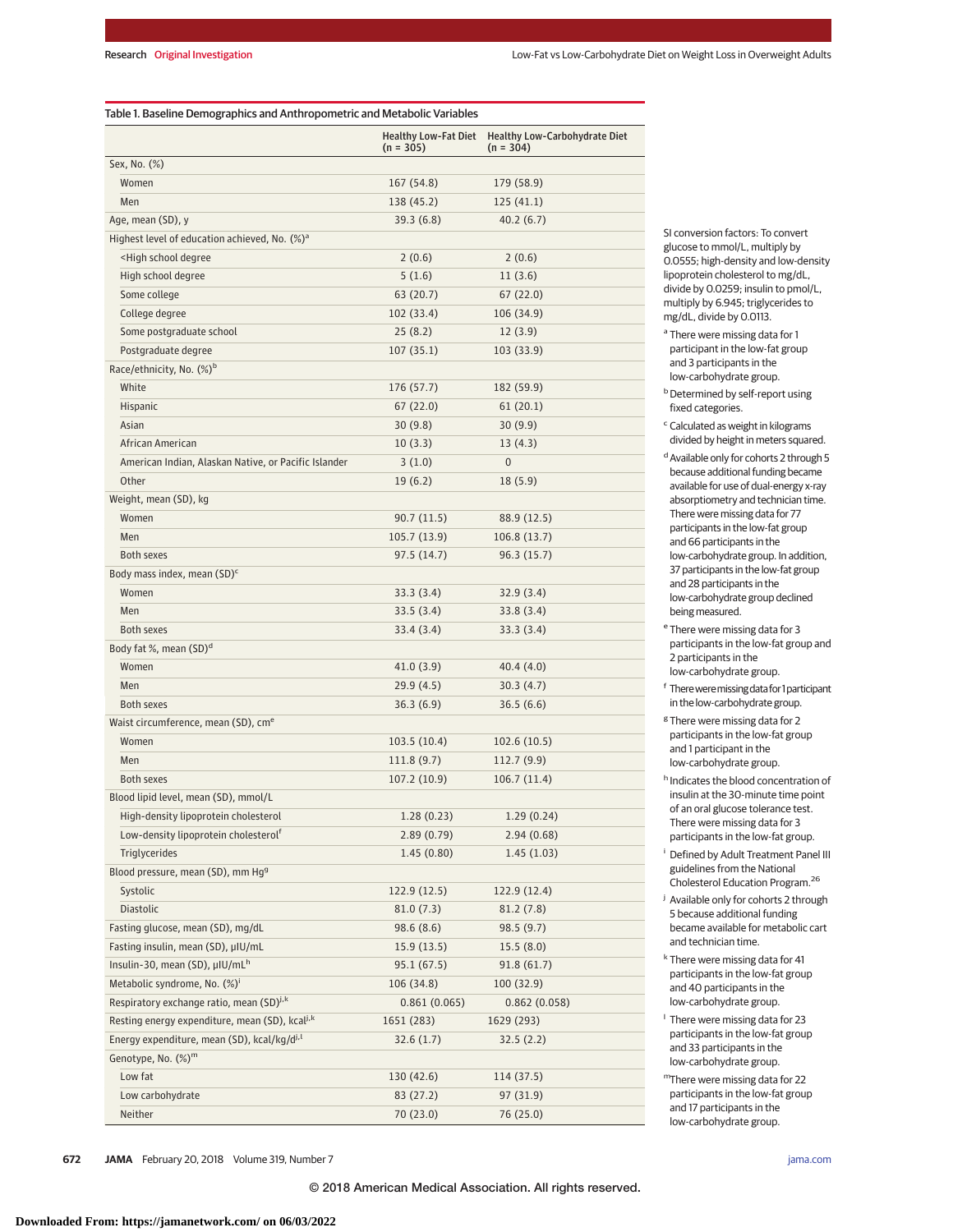Table 1. Baseline Demographics and Anthropometric and Metabolic Variables

| | Healthy Low-Fat Diet (n = 305) | Healthy Low-Carbohydrate Diet (n = 304) |
|---|---|---|
| Sex, No. (%) | | |
| Women | 167 (54.8) | 179 (58.9) |
| Men | 138 (45.2) | 125 (41.1) |
| Age, mean (SD), y | 39.3 (6.8) | 40.2 (6.7) |
| Highest level of education achieved, No. (%)[a] | | |
| <High school degree | 2 (0.6) | 2 (0.6) |
| High school degree | 5 (1.6) | 11 (3.6) |
| Some college | 63 (20.7) | 67 (22.0) |
| College degree | 102 (33.4) | 106 (34.9) |
| Some postgraduate school | 25 (8.2) | 12 (3.9) |
| Postgraduate degree | 107 (35.1) | 103 (33.9) |
| Race/ethnicity, No. (%)[b] | | |
| White | 176 (57.7) | 182 (59.9) |
| Hispanic | 67 (22.0) | 61 (20.1) |
| Asian | 30 (9.8) | 30 (9.9) |
| African American | 10 (3.3) | 13 (4.3) |
| American Indian, Alaskan Native, or Pacific Islander | 3 (1.0) | 0 |
| Other | 19 (6.2) | 18 (5.9) |
| Weight, mean (SD), kg | | |
| Women | 90.7 (11.5) | 88.9 (12.5) |
| Men | 105.7 (13.9) | 106.8 (13.7) |
| Both sexes | 97.5 (14.7) | 96.3 (15.7) |
| Body mass index, mean (SD)[c] | | |
| Women | 33.3 (3.4) | 32.9 (3.4) |
| Men | 33.5 (3.4) | 33.8 (3.4) |
| Both sexes | 33.4 (3.4) | 33.3 (3.4) |
| Body fat %, mean (SD)[d] | | |
| Women | 41.0 (3.9) | 40.4 (4.0) |
| Men | 29.9 (4.5) | 30.3 (4.7) |
| Both sexes | 36.3 (6.9) | 36.5 (6.6) |
| Waist circumference, mean (SD), cm[e] | | |
| Women | 103.5 (10.4) | 102.6 (10.5) |
| Men | 111.8 (9.7) | 112.7 (9.9) |
| Both sexes | 107.2 (10.9) | 106.7 (11.4) |
| Blood lipid level, mean (SD), mmol/L | | |
| High-density lipoprotein cholesterol | 1.28 (0.23) | 1.29 (0.24) |
| Low-density lipoprotein cholesterol[f] | 2.89 (0.79) | 2.94 (0.68) |
| Triglycerides | 1.45 (0.80) | 1.45 (1.03) |
| Blood pressure, mean (SD), mm Hg[g] | | |
| Systolic | 122.9 (12.5) | 122.9 (12.4) |
| Diastolic | 81.0 (7.3) | 81.2 (7.8) |
| Fasting glucose, mean (SD), mg/dL | 98.6 (8.6) | 98.5 (9.7) |
| Fasting insulin, mean (SD), μIU/mL | 15.9 (13.5) | 15.5 (8.0) |
| Insulin-30, mean (SD), μIU/mL[h] | 95.1 (67.5) | 91.8 (61.7) |
| Metabolic syndrome, No. (%)[i] | 106 (34.8) | 100 (32.9) |
| Respiratory exchange ratio, mean (SD)[j,k] | 0.861 (0.065) | 0.862 (0.058) |
| Resting energy expenditure, mean (SD), kcal[j,k] | 1651 (283) | 1629 (293) |
| Energy expenditure, mean (SD), kcal/kg/d[j,l] | 32.6 (1.7) | 32.5 (2.2) |
| Genotype, No. (%)[m] | | |
| Low fat | 130 (42.6) | 114 (37.5) |
| Low carbohydrate | 83 (27.2) | 97 (31.9) |
| Neither | 70 (23.0) | 76 (25.0) |

SI conversion factors: To convert glucose to mmol/L, multiply by 0.0555; high-density and low-density lipoprotein cholesterol to mg/dL, divide by 0.0259; insulin to pmol/L, multiply by 6.945; triglycerides to mg/dL, divide by 0.0113.

[a] There were missing data for 1 participant in the low-fat group and 3 participants in the low-carbohydrate group.

[b] Determined by self-report using fixed categories.

[c] Calculated as weight in kilograms divided by height in meters squared.

[d] Available only for cohorts 2 through 5 because additional funding became available for use of dual-energy x-ray absorptiometry and technician time. There were missing data for 77 participants in the low-fat group and 66 participants in the low-carbohydrate group. In addition, 37 participants in the low-fat group and 28 participants in the low-carbohydrate group declined being measured.

[e] There were missing data for 3 participants in the low-fat group and 2 participants in the low-carbohydrate group.

[f] There were missing data for 1 participant in the low-carbohydrate group.

[g] There were missing data for 2 participants in the low-fat group and 1 participant in the low-carbohydrate group.

[h] Indicates the blood concentration of insulin at the 30-minute time point of an oral glucose tolerance test. There were missing data for 3 participants in the low-fat group.

[i] Defined by Adult Treatment Panel III guidelines from the National Cholesterol Education Program.[26]

[j] Available only for cohorts 2 through 5 because additional funding became available for metabolic cart and technician time.

[k] There were missing data for 41 participants in the low-fat group and 40 participants in the low-carbohydrate group.

[l] There were missing data for 23 participants in the low-fat group and 33 participants in the low-carbohydrate group.

[m] There were missing data for 22 participants in the low-fat group and 17 participants in the low-carbohydrate group.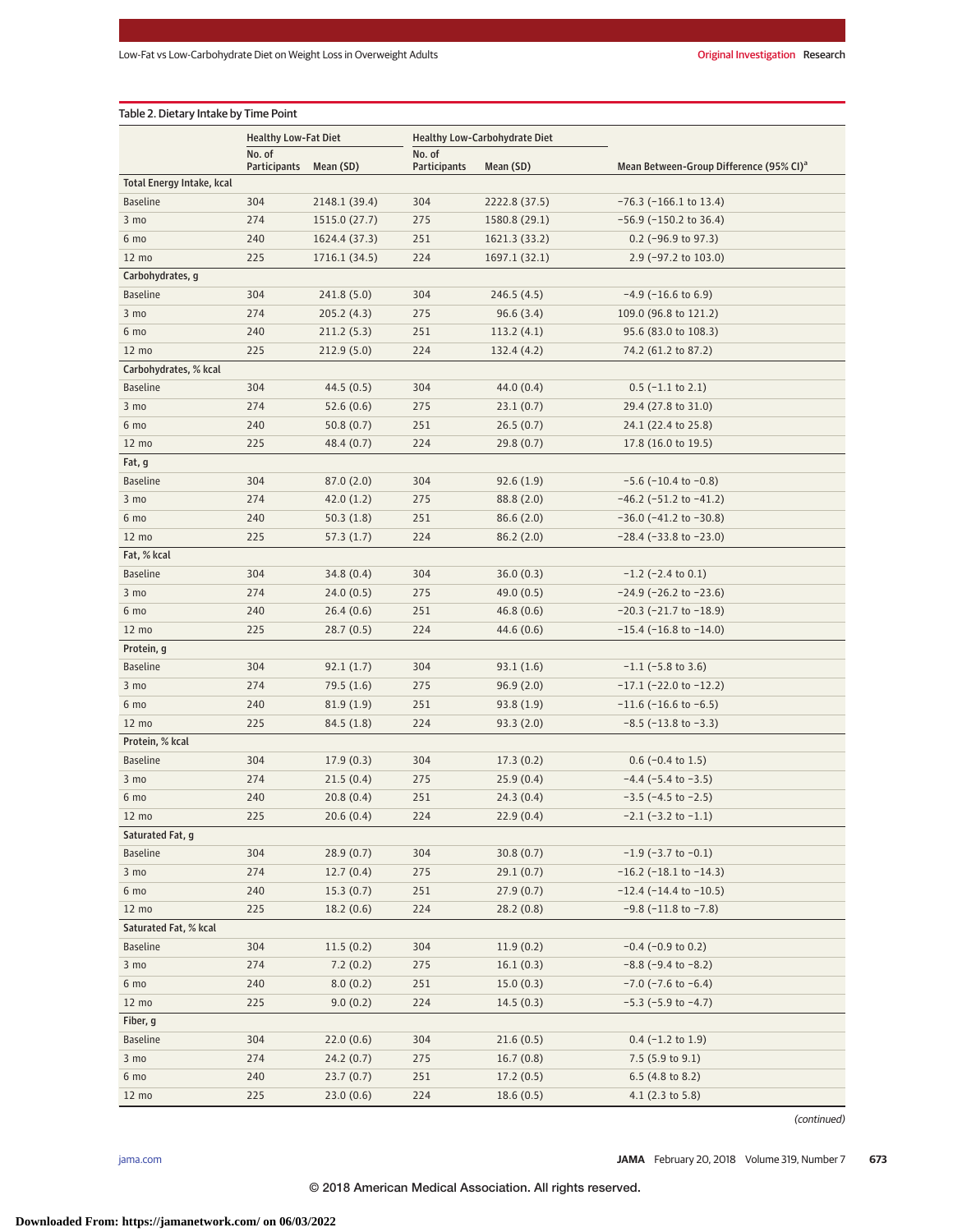Table 2. Dietary Intake by Time Point

| | Healthy Low-Fat Diet | | Healthy Low-Carbohydrate Diet | | |
|---|---|---|---|---|---|
| | No. of Participants | Mean (SD) | No. of Participants | Mean (SD) | Mean Between-Group Difference (95% CI)[a] |
| **Total Energy Intake, kcal** | | | | | |
| Baseline | 304 | 2148.1 (39.4) | 304 | 2222.8 (37.5) | −76.3 (−166.1 to 13.4) |
| 3 mo | 274 | 1515.0 (27.7) | 275 | 1580.8 (29.1) | −56.9 (−150.2 to 36.4) |
| 6 mo | 240 | 1624.4 (37.3) | 251 | 1621.3 (33.2) | 0.2 (−96.9 to 97.3) |
| 12 mo | 225 | 1716.1 (34.5) | 224 | 1697.1 (32.1) | 2.9 (−97.2 to 103.0) |
| **Carbohydrates, g** | | | | | |
| Baseline | 304 | 241.8 (5.0) | 304 | 246.5 (4.5) | −4.9 (−16.6 to 6.9) |
| 3 mo | 274 | 205.2 (4.3) | 275 | 96.6 (3.4) | 109.0 (96.8 to 121.2) |
| 6 mo | 240 | 211.2 (5.3) | 251 | 113.2 (4.1) | 95.6 (83.0 to 108.3) |
| 12 mo | 225 | 212.9 (5.0) | 224 | 132.4 (4.2) | 74.2 (61.2 to 87.2) |
| **Carbohydrates, % kcal** | | | | | |
| Baseline | 304 | 44.5 (0.5) | 304 | 44.0 (0.4) | 0.5 (−1.1 to 2.1) |
| 3 mo | 274 | 52.6 (0.6) | 275 | 23.1 (0.7) | 29.4 (27.8 to 31.0) |
| 6 mo | 240 | 50.8 (0.7) | 251 | 26.5 (0.7) | 24.1 (22.4 to 25.8) |
| 12 mo | 225 | 48.4 (0.7) | 224 | 29.8 (0.7) | 17.8 (16.0 to 19.5) |
| **Fat, g** | | | | | |
| Baseline | 304 | 87.0 (2.0) | 304 | 92.6 (1.9) | −5.6 (−10.4 to −0.8) |
| 3 mo | 274 | 42.0 (1.2) | 275 | 88.8 (2.0) | −46.2 (−51.2 to −41.2) |
| 6 mo | 240 | 50.3 (1.8) | 251 | 86.6 (2.0) | −36.0 (−41.2 to −30.8) |
| 12 mo | 225 | 57.3 (1.7) | 224 | 86.2 (2.0) | −28.4 (−33.8 to −23.0) |
| **Fat, % kcal** | | | | | |
| Baseline | 304 | 34.8 (0.4) | 304 | 36.0 (0.3) | −1.2 (−2.4 to 0.1) |
| 3 mo | 274 | 24.0 (0.5) | 275 | 49.0 (0.5) | −24.9 (−26.2 to −23.6) |
| 6 mo | 240 | 26.4 (0.6) | 251 | 46.8 (0.6) | −20.3 (−21.7 to −18.9) |
| 12 mo | 225 | 28.7 (0.5) | 224 | 44.6 (0.6) | −15.4 (−16.8 to −14.0) |
| **Protein, g** | | | | | |
| Baseline | 304 | 92.1 (1.7) | 304 | 93.1 (1.6) | −1.1 (−5.8 to 3.6) |
| 3 mo | 274 | 79.5 (1.6) | 275 | 96.9 (2.0) | −17.1 (−22.0 to −12.2) |
| 6 mo | 240 | 81.9 (1.9) | 251 | 93.8 (1.9) | −11.6 (−16.6 to −6.5) |
| 12 mo | 225 | 84.5 (1.8) | 224 | 93.3 (2.0) | −8.5 (−13.8 to −3.3) |
| **Protein, % kcal** | | | | | |
| Baseline | 304 | 17.9 (0.3) | 304 | 17.3 (0.2) | 0.6 (−0.4 to 1.5) |
| 3 mo | 274 | 21.5 (0.4) | 275 | 25.9 (0.4) | −4.4 (−5.4 to −3.5) |
| 6 mo | 240 | 20.8 (0.4) | 251 | 24.3 (0.4) | −3.5 (−4.5 to −2.5) |
| 12 mo | 225 | 20.6 (0.4) | 224 | 22.9 (0.4) | −2.1 (−3.2 to −1.1) |
| **Saturated Fat, g** | | | | | |
| Baseline | 304 | 28.9 (0.7) | 304 | 30.8 (0.7) | −1.9 (−3.7 to −0.1) |
| 3 mo | 274 | 12.7 (0.4) | 275 | 29.1 (0.7) | −16.2 (−18.1 to −14.3) |
| 6 mo | 240 | 15.3 (0.7) | 251 | 27.9 (0.7) | −12.4 (−14.4 to −10.5) |
| 12 mo | 225 | 18.2 (0.6) | 224 | 28.2 (0.8) | −9.8 (−11.8 to −7.8) |
| **Saturated Fat, % kcal** | | | | | |
| Baseline | 304 | 11.5 (0.2) | 304 | 11.9 (0.2) | −0.4 (−0.9 to 0.2) |
| 3 mo | 274 | 7.2 (0.2) | 275 | 16.1 (0.3) | −8.8 (−9.4 to −8.2) |
| 6 mo | 240 | 8.0 (0.2) | 251 | 15.0 (0.3) | −7.0 (−7.6 to −6.4) |
| 12 mo | 225 | 9.0 (0.2) | 224 | 14.5 (0.3) | −5.3 (−5.9 to −4.7) |
| **Fiber, g** | | | | | |
| Baseline | 304 | 22.0 (0.6) | 304 | 21.6 (0.5) | 0.4 (−1.2 to 1.9) |
| 3 mo | 274 | 24.2 (0.7) | 275 | 16.7 (0.8) | 7.5 (5.9 to 9.1) |
| 6 mo | 240 | 23.7 (0.7) | 251 | 17.2 (0.5) | 6.5 (4.8 to 8.2) |
| 12 mo | 225 | 23.0 (0.6) | 224 | 18.6 (0.5) | 4.1 (2.3 to 5.8) |

*(continued)*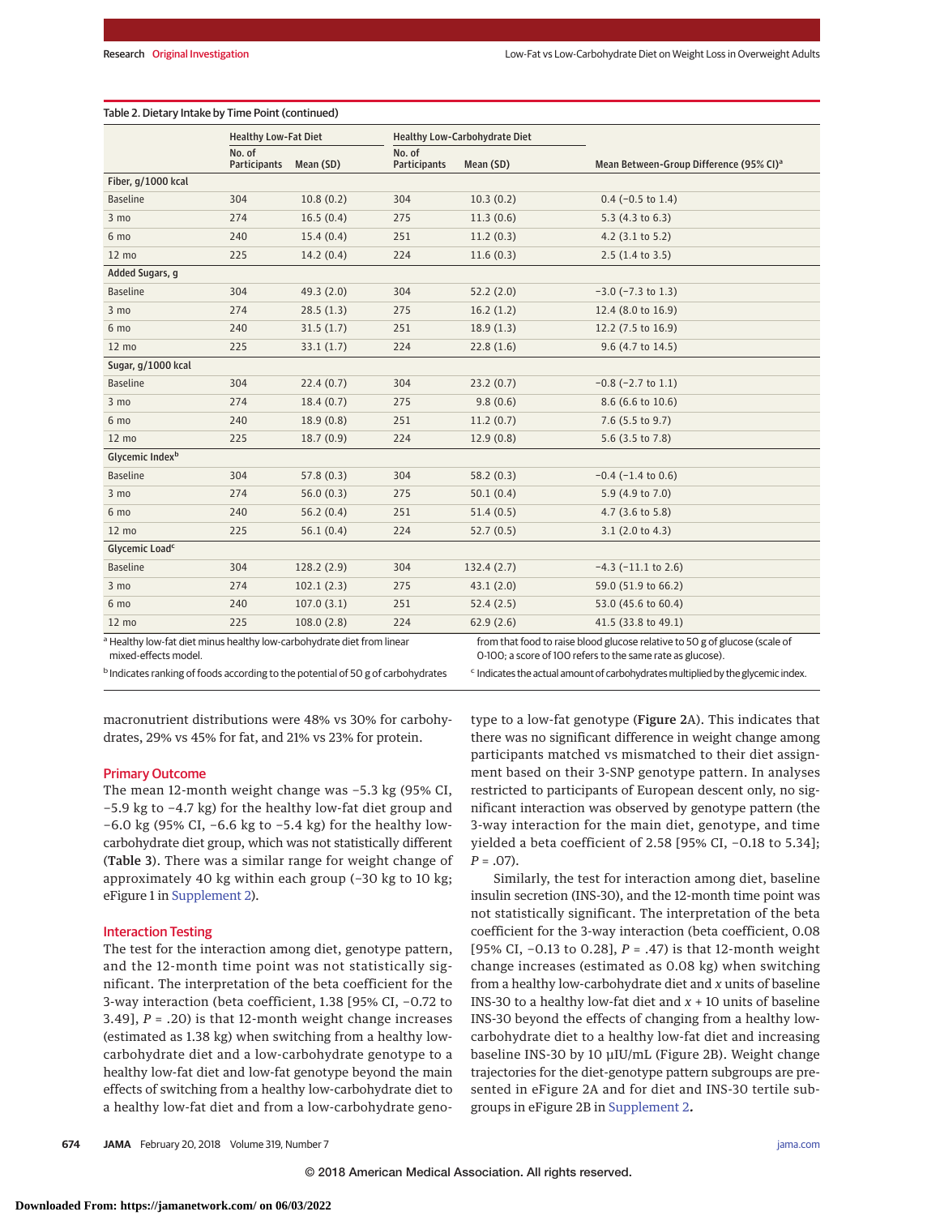Table 2. Dietary Intake by Time Point (continued)

| | Healthy Low-Fat Diet | | Healthy Low-Carbohydrate Diet | | |
|---|---|---|---|---|---|
| | No. of Participants | Mean (SD) | No. of Participants | Mean (SD) | Mean Between-Group Difference (95% CI)[a] |
| **Fiber, g/1000 kcal** | | | | | |
| Baseline | 304 | 10.8 (0.2) | 304 | 10.3 (0.2) | 0.4 (−0.5 to 1.4) |
| 3 mo | 274 | 16.5 (0.4) | 275 | 11.3 (0.6) | 5.3 (4.3 to 6.3) |
| 6 mo | 240 | 15.4 (0.4) | 251 | 11.2 (0.3) | 4.2 (3.1 to 5.2) |
| 12 mo | 225 | 14.2 (0.4) | 224 | 11.6 (0.3) | 2.5 (1.4 to 3.5) |
| **Added Sugars, g** | | | | | |
| Baseline | 304 | 49.3 (2.0) | 304 | 52.2 (2.0) | −3.0 (−7.3 to 1.3) |
| 3 mo | 274 | 28.5 (1.3) | 275 | 16.2 (1.2) | 12.4 (8.0 to 16.9) |
| 6 mo | 240 | 31.5 (1.7) | 251 | 18.9 (1.3) | 12.2 (7.5 to 16.9) |
| 12 mo | 225 | 33.1 (1.7) | 224 | 22.8 (1.6) | 9.6 (4.7 to 14.5) |
| **Sugar, g/1000 kcal** | | | | | |
| Baseline | 304 | 22.4 (0.7) | 304 | 23.2 (0.7) | −0.8 (−2.7 to 1.1) |
| 3 mo | 274 | 18.4 (0.7) | 275 | 9.8 (0.6) | 8.6 (6.6 to 10.6) |
| 6 mo | 240 | 18.9 (0.8) | 251 | 11.2 (0.7) | 7.6 (5.5 to 9.7) |
| 12 mo | 225 | 18.7 (0.9) | 224 | 12.9 (0.8) | 5.6 (3.5 to 7.8) |
| **Glycemic Index[b]** | | | | | |
| Baseline | 304 | 57.8 (0.3) | 304 | 58.2 (0.3) | −0.4 (−1.4 to 0.6) |
| 3 mo | 274 | 56.0 (0.3) | 275 | 50.1 (0.4) | 5.9 (4.9 to 7.0) |
| 6 mo | 240 | 56.2 (0.4) | 251 | 51.4 (0.5) | 4.7 (3.6 to 5.8) |
| 12 mo | 225 | 56.1 (0.4) | 224 | 52.7 (0.5) | 3.1 (2.0 to 4.3) |
| **Glycemic Load[c]** | | | | | |
| Baseline | 304 | 128.2 (2.9) | 304 | 132.4 (2.7) | −4.3 (−11.1 to 2.6) |
| 3 mo | 274 | 102.1 (2.3) | 275 | 43.1 (2.0) | 59.0 (51.9 to 66.2) |
| 6 mo | 240 | 107.0 (3.1) | 251 | 52.4 (2.5) | 53.0 (45.6 to 60.4) |
| 12 mo | 225 | 108.0 (2.8) | 224 | 62.9 (2.6) | 41.5 (33.8 to 49.1) |

[a] Healthy low-fat diet minus healthy low-carbohydrate diet from linear mixed-effects model.

[b] Indicates ranking of foods according to the potential of 50 g of carbohydrates from that food to raise blood glucose relative to 50 g of glucose (scale of 0-100; a score of 100 refers to the same rate as glucose).

[c] Indicates the actual amount of carbohydrates multiplied by the glycemic index.

macronutrient distributions were 48% vs 30% for carbohydrates, 29% vs 45% for fat, and 21% vs 23% for protein.

## Primary Outcome

The mean 12-month weight change was −5.3 kg (95% CI, −5.9 kg to −4.7 kg) for the healthy low-fat diet group and −6.0 kg (95% CI, −6.6 kg to −5.4 kg) for the healthy low-carbohydrate diet group, which was not statistically different (**Table 3**). There was a similar range for weight change of approximately 40 kg within each group (−30 kg to 10 kg; eFigure 1 in Supplement 2).

## Interaction Testing

The test for the interaction among diet, genotype pattern, and the 12-month time point was not statistically significant. The interpretation of the beta coefficient for the 3-way interaction (beta coefficient, 1.38 [95% CI, −0.72 to 3.49], $P = .20$) is that 12-month weight change increases (estimated as 1.38 kg) when switching from a healthy low-carbohydrate diet and a low-carbohydrate genotype to a healthy low-fat diet and low-fat genotype beyond the main effects of switching from a healthy low-carbohydrate diet to a healthy low-fat diet and from a low-carbohydrate genotype to a low-fat genotype (**Figure 2**A). This indicates that there was no significant difference in weight change among participants matched vs mismatched to their diet assignment based on their 3-SNP genotype pattern. In analyses restricted to participants of European descent only, no significant interaction was observed by genotype pattern (the 3-way interaction for the main diet, genotype, and time yielded a beta coefficient of 2.58 [95% CI, −0.18 to 5.34]; $P = .07$).

Similarly, the test for interaction among diet, baseline insulin secretion (INS-30), and the 12-month time point was not statistically significant. The interpretation of the beta coefficient for the 3-way interaction (beta coefficient, 0.08 [95% CI, −0.13 to 0.28], $P = .47$) is that 12-month weight change increases (estimated as 0.08 kg) when switching from a healthy low-carbohydrate diet and $x$ units of baseline INS-30 to a healthy low-fat diet and $x + 10$ units of baseline INS-30 beyond the effects of changing from a healthy low-carbohydrate diet to a healthy low-fat diet and increasing baseline INS-30 by 10 μIU/mL (Figure 2B). Weight change trajectories for the diet-genotype pattern subgroups are presented in eFigure 2A and for diet and INS-30 tertile subgroups in eFigure 2B in Supplement 2.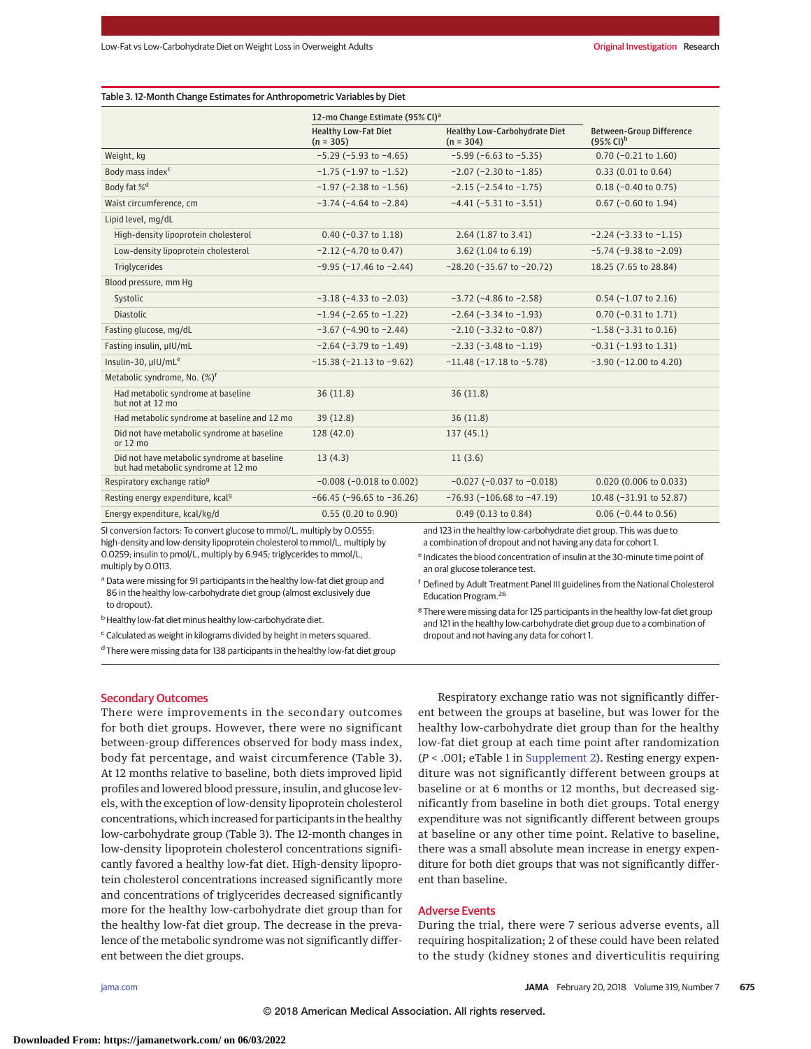Table 3. 12-Month Change Estimates for Anthropometric Variables by Diet

| | 12-mo Change Estimate (95% CI)[a] | | |
|---|---|---|---|
| | Healthy Low-Fat Diet (n = 305) | Healthy Low-Carbohydrate Diet (n = 304) | Between-Group Difference (95% CI)[b] |
| Weight, kg | −5.29 (−5.93 to −4.65) | −5.99 (−6.63 to −5.35) | 0.70 (−0.21 to 1.60) |
| Body mass index[c] | −1.75 (−1.97 to −1.52) | −2.07 (−2.30 to −1.85) | 0.33 (0.01 to 0.64) |
| Body fat %[d] | −1.97 (−2.38 to −1.56) | −2.15 (−2.54 to −1.75) | 0.18 (−0.40 to 0.75) |
| Waist circumference, cm | −3.74 (−4.64 to −2.84) | −4.41 (−5.31 to −3.51) | 0.67 (−0.60 to 1.94) |
| Lipid level, mg/dL | | | |
| High-density lipoprotein cholesterol | 0.40 (−0.37 to 1.18) | 2.64 (1.87 to 3.41) | −2.24 (−3.33 to −1.15) |
| Low-density lipoprotein cholesterol | −2.12 (−4.70 to 0.47) | 3.62 (1.04 to 6.19) | −5.74 (−9.38 to −2.09) |
| Triglycerides | −9.95 (−17.46 to −2.44) | −28.20 (−35.67 to −20.72) | 18.25 (7.65 to 28.84) |
| Blood pressure, mm Hg | | | |
| Systolic | −3.18 (−4.33 to −2.03) | −3.72 (−4.86 to −2.58) | 0.54 (−1.07 to 2.16) |
| Diastolic | −1.94 (−2.65 to −1.22) | −2.64 (−3.34 to −1.93) | 0.70 (−0.31 to 1.71) |
| Fasting glucose, mg/dL | −3.67 (−4.90 to −2.44) | −2.10 (−3.32 to −0.87) | −1.58 (−3.31 to 0.16) |
| Fasting insulin, μIU/mL | −2.64 (−3.79 to −1.49) | −2.33 (−3.48 to −1.19) | −0.31 (−1.93 to 1.31) |
| Insulin-30, μIU/mL[e] | −15.38 (−21.13 to −9.62) | −11.48 (−17.18 to −5.78) | −3.90 (−12.00 to 4.20) |
| Metabolic syndrome, No. (%)[f] | | | |
| Had metabolic syndrome at baseline but not at 12 mo | 36 (11.8) | 36 (11.8) | |
| Had metabolic syndrome at baseline and 12 mo | 39 (12.8) | 36 (11.8) | |
| Did not have metabolic syndrome at baseline or 12 mo | 128 (42.0) | 137 (45.1) | |
| Did not have metabolic syndrome at baseline but had metabolic syndrome at 12 mo | 13 (4.3) | 11 (3.6) | |
| Respiratory exchange ratio[g] | −0.008 (−0.018 to 0.002) | −0.027 (−0.037 to −0.018) | 0.020 (0.006 to 0.033) |
| Resting energy expenditure, kcal[g] | −66.45 (−96.65 to −36.26) | −76.93 (−106.68 to −47.19) | 10.48 (−31.91 to 52.87) |
| Energy expenditure, kcal/kg/d | 0.55 (0.20 to 0.90) | 0.49 (0.13 to 0.84) | 0.06 (−0.44 to 0.56) |

SI conversion factors: To convert glucose to mmol/L, multiply by 0.0555; high-density and low-density lipoprotein cholesterol to mmol/L, multiply by 0.0259; insulin to pmol/L, multiply by 6.945; triglycerides to mmol/L, multiply by 0.0113.

[a] Data were missing for 91 participants in the healthy low-fat diet group and 86 in the healthy low-carbohydrate diet group (almost exclusively due to dropout).

[b] Healthy low-fat diet minus healthy low-carbohydrate diet.

[c] Calculated as weight in kilograms divided by height in meters squared.

[d] There were missing data for 138 participants in the healthy low-fat diet group and 123 in the healthy low-carbohydrate diet group. This was due to a combination of dropout and not having any data for cohort 1.

[e] Indicates the blood concentration of insulin at the 30-minute time point of an oral glucose tolerance test.

[f] Defined by Adult Treatment Panel III guidelines from the National Cholesterol Education Program.[26]

[g] There were missing data for 125 participants in the healthy low-fat diet group and 121 in the healthy low-carbohydrate diet group due to a combination of dropout and not having any data for cohort 1.

## Secondary Outcomes

There were improvements in the secondary outcomes for both diet groups. However, there were no significant between-group differences observed for body mass index, body fat percentage, and waist circumference (Table 3). At 12 months relative to baseline, both diets improved lipid profiles and lowered blood pressure, insulin, and glucose levels, with the exception of low-density lipoprotein cholesterol concentrations, which increased for participants in the healthy low-carbohydrate group (Table 3). The 12-month changes in low-density lipoprotein cholesterol concentrations significantly favored a healthy low-fat diet. High-density lipoprotein cholesterol concentrations increased significantly more and concentrations of triglycerides decreased significantly more for the healthy low-carbohydrate diet group than for the healthy low-fat diet group. The decrease in the prevalence of the metabolic syndrome was not significantly different between the diet groups.

Respiratory exchange ratio was not significantly different between the groups at baseline, but was lower for the healthy low-carbohydrate diet group than for the healthy low-fat diet group at each time point after randomization ($P < .001$; eTable 1 in Supplement 2). Resting energy expenditure was not significantly different between groups at baseline or at 6 months or 12 months, but decreased significantly from baseline in both diet groups. Total energy expenditure was not significantly different between groups at baseline or any other time point. Relative to baseline, there was a small absolute mean increase in energy expenditure for both diet groups that was not significantly different than baseline.

## Adverse Events

During the trial, there were 7 serious adverse events, all requiring hospitalization; 2 of these could have been related to the study (kidney stones and diverticulitis requiring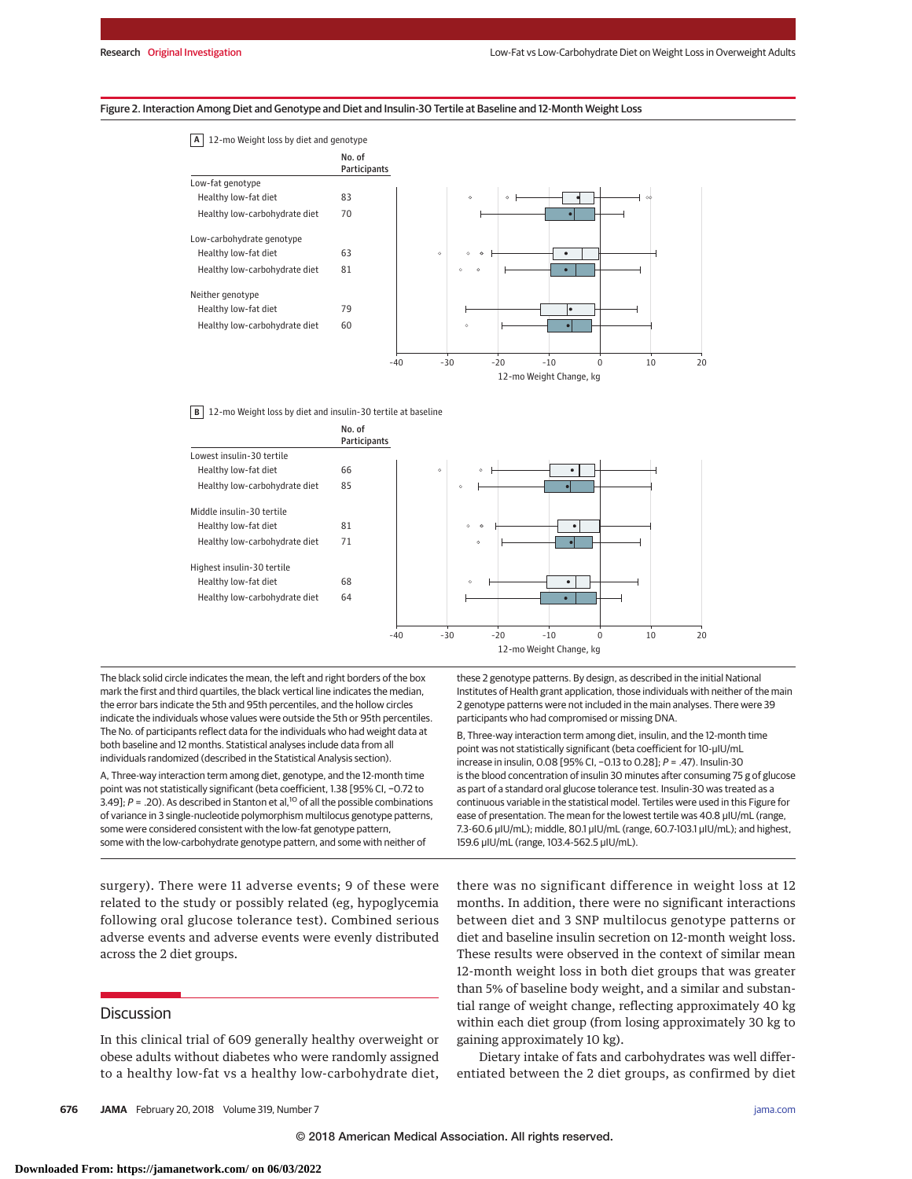Figure 2. Interaction Among Diet and Genotype and Diet and Insulin-30 Tertile at Baseline and 12-Month Weight Loss

A 12-mo Weight loss by diet and genotype

| | No. of Participants |
|---|---|
| **Low-fat genotype** | |
| Healthy low-fat diet | 83 |
| Healthy low-carbohydrate diet | 70 |
| **Low-carbohydrate genotype** | |
| Healthy low-fat diet | 63 |
| Healthy low-carbohydrate diet | 81 |
| **Neither genotype** | |
| Healthy low-fat diet | 79 |
| Healthy low-carbohydrate diet | 60 |

B 12-mo Weight loss by diet and insulin-30 tertile at baseline

| | No. of Participants |
|---|---|
| **Lowest insulin-30 tertile** | |
| Healthy low-fat diet | 66 |
| Healthy low-carbohydrate diet | 85 |
| **Middle insulin-30 tertile** | |
| Healthy low-fat diet | 81 |
| Healthy low-carbohydrate diet | 71 |
| **Highest insulin-30 tertile** | |
| Healthy low-fat diet | 68 |
| Healthy low-carbohydrate diet | 64 |

The black solid circle indicates the mean, the left and right borders of the box mark the first and third quartiles, the black vertical line indicates the median, the error bars indicate the 5th and 95th percentiles, and the hollow circles indicate the individuals whose values were outside the 5th or 95th percentiles. The No. of participants reflect data for the individuals who had weight data at both baseline and 12 months. Statistical analyses include data from all individuals randomized (described in the Statistical Analysis section).

A, Three-way interaction term among diet, genotype, and the 12-month time point was not statistically significant (beta coefficient, 1.38 [95% CI, −0.72 to 3.49]; $P = .20$). As described in Stanton et al,[10] of all the possible combinations of variance in 3 single-nucleotide polymorphism multilocus genotype patterns, some were considered consistent with the low-fat genotype pattern, some with the low-carbohydrate genotype pattern, and some with neither of these 2 genotype patterns. By design, as described in the initial National Institutes of Health grant application, those individuals with neither of the main 2 genotype patterns were not included in the main analyses. There were 39 participants who had compromised or missing DNA.

B, Three-way interaction term among diet, insulin, and the 12-month time point was not statistically significant (beta coefficient for 10-μIU/mL increase in insulin, 0.08 [95% CI, −0.13 to 0.28]; $P = .47$). Insulin-30 is the blood concentration of insulin 30 minutes after consuming 75 g of glucose as part of a standard oral glucose tolerance test. Insulin-30 was treated as a continuous variable in the statistical model. Tertiles were used in this Figure for ease of presentation. The mean for the lowest tertile was 40.8 μIU/mL (range, 7.3-60.6 μIU/mL); middle, 80.1 μIU/mL (range, 60.7-103.1 μIU/mL); and highest, 159.6 μIU/mL (range, 103.4-562.5 μIU/mL).

surgery). There were 11 adverse events; 9 of these were related to the study or possibly related (eg, hypoglycemia following oral glucose tolerance test). Combined serious adverse events and adverse events were evenly distributed across the 2 diet groups.

## Discussion

In this clinical trial of 609 generally healthy overweight or obese adults without diabetes who were randomly assigned to a healthy low-fat vs a healthy low-carbohydrate diet, there was no significant difference in weight loss at 12 months. In addition, there were no significant interactions between diet and 3 SNP multilocus genotype patterns or diet and baseline insulin secretion on 12-month weight loss. These results were observed in the context of similar mean 12-month weight loss in both diet groups that was greater than 5% of baseline body weight, and a similar and substantial range of weight change, reflecting approximately 40 kg within each diet group (from losing approximately 30 kg to gaining approximately 10 kg).

Dietary intake of fats and carbohydrates was well differentiated between the 2 diet groups, as confirmed by diet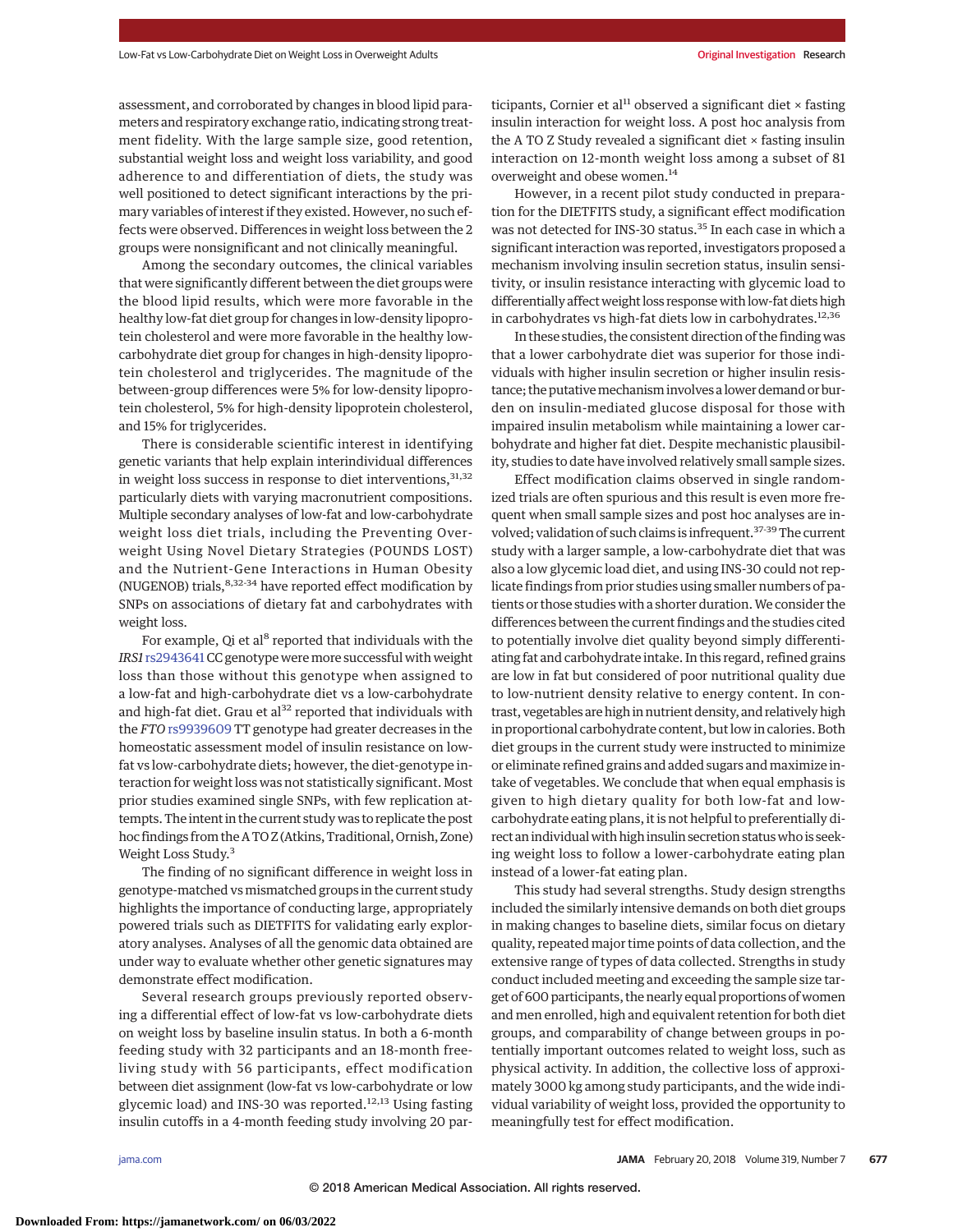assessment, and corroborated by changes in blood lipid parameters and respiratory exchange ratio, indicating strong treatment fidelity. With the large sample size, good retention, substantial weight loss and weight loss variability, and good adherence to and differentiation of diets, the study was well positioned to detect significant interactions by the primary variables of interest if they existed. However, no such effects were observed. Differences in weight loss between the 2 groups were nonsignificant and not clinically meaningful.

Among the secondary outcomes, the clinical variables that were significantly different between the diet groups were the blood lipid results, which were more favorable in the healthy low-fat diet group for changes in low-density lipoprotein cholesterol and were more favorable in the healthy low-carbohydrate diet group for changes in high-density lipoprotein cholesterol and triglycerides. The magnitude of the between-group differences were 5% for low-density lipoprotein cholesterol, 5% for high-density lipoprotein cholesterol, and 15% for triglycerides.

There is considerable scientific interest in identifying genetic variants that help explain interindividual differences in weight loss success in response to diet interventions,[31,32] particularly diets with varying macronutrient compositions. Multiple secondary analyses of low-fat and low-carbohydrate weight loss diet trials, including the Preventing Overweight Using Novel Dietary Strategies (POUNDS LOST) and the Nutrient-Gene Interactions in Human Obesity (NUGENOB) trials,[8,32-34] have reported effect modification by SNPs on associations of dietary fat and carbohydrates with weight loss.

For example, Qi et al[8] reported that individuals with the *IRS1* rs2943641 CC genotype were more successful with weight loss than those without this genotype when assigned to a low-fat and high-carbohydrate diet vs a low-carbohydrate and high-fat diet. Grau et al[32] reported that individuals with the *FTO* rs9939609 TT genotype had greater decreases in the homeostatic assessment model of insulin resistance on low-fat vs low-carbohydrate diets; however, the diet-genotype interaction for weight loss was not statistically significant. Most prior studies examined single SNPs, with few replication attempts. The intent in the current study was to replicate the post hoc findings from the A TO Z (Atkins, Traditional, Ornish, Zone) Weight Loss Study.[3]

The finding of no significant difference in weight loss in genotype-matched vs mismatched groups in the current study highlights the importance of conducting large, appropriately powered trials such as DIETFITS for validating early exploratory analyses. Analyses of all the genomic data obtained are under way to evaluate whether other genetic signatures may demonstrate effect modification.

Several research groups previously reported observing a differential effect of low-fat vs low-carbohydrate diets on weight loss by baseline insulin status. In both a 6-month feeding study with 32 participants and an 18-month free-living study with 56 participants, effect modification between diet assignment (low-fat vs low-carbohydrate or low glycemic load) and INS-30 was reported.[12,13] Using fasting insulin cutoffs in a 4-month feeding study involving 20 participants, Cornier et al[11] observed a significant diet × fasting insulin interaction for weight loss. A post hoc analysis from the A TO Z Study revealed a significant diet × fasting insulin interaction on 12-month weight loss among a subset of 81 overweight and obese women.[14]

However, in a recent pilot study conducted in preparation for the DIETFITS study, a significant effect modification was not detected for INS-30 status.[35] In each case in which a significant interaction was reported, investigators proposed a mechanism involving insulin secretion status, insulin sensitivity, or insulin resistance interacting with glycemic load to differentially affect weight loss response with low-fat diets high in carbohydrates vs high-fat diets low in carbohydrates.[12,36]

In these studies, the consistent direction of the finding was that a lower carbohydrate diet was superior for those individuals with higher insulin secretion or higher insulin resistance; the putative mechanism involves a lower demand or burden on insulin-mediated glucose disposal for those with impaired insulin metabolism while maintaining a lower carbohydrate and higher fat diet. Despite mechanistic plausibility, studies to date have involved relatively small sample sizes.

Effect modification claims observed in single randomized trials are often spurious and this result is even more frequent when small sample sizes and post hoc analyses are involved; validation of such claims is infrequent.[37-39] The current study with a larger sample, a low-carbohydrate diet that was also a low glycemic load diet, and using INS-30 could not replicate findings from prior studies using smaller numbers of patients or those studies with a shorter duration. We consider the differences between the current findings and the studies cited to potentially involve diet quality beyond simply differentiating fat and carbohydrate intake. In this regard, refined grains are low in fat but considered of poor nutritional quality due to low-nutrient density relative to energy content. In contrast, vegetables are high in nutrient density, and relatively high in proportional carbohydrate content, but low in calories. Both diet groups in the current study were instructed to minimize or eliminate refined grains and added sugars and maximize intake of vegetables. We conclude that when equal emphasis is given to high dietary quality for both low-fat and low-carbohydrate eating plans, it is not helpful to preferentially direct an individual with high insulin secretion status who is seeking weight loss to follow a lower-carbohydrate eating plan instead of a lower-fat eating plan.

This study had several strengths. Study design strengths included the similarly intensive demands on both diet groups in making changes to baseline diets, similar focus on dietary quality, repeated major time points of data collection, and the extensive range of types of data collected. Strengths in study conduct included meeting and exceeding the sample size target of 600 participants, the nearly equal proportions of women and men enrolled, high and equivalent retention for both diet groups, and comparability of change between groups in potentially important outcomes related to weight loss, such as physical activity. In addition, the collective loss of approximately 3000 kg among study participants, and the wide individual variability of weight loss, provided the opportunity to meaningfully test for effect modification.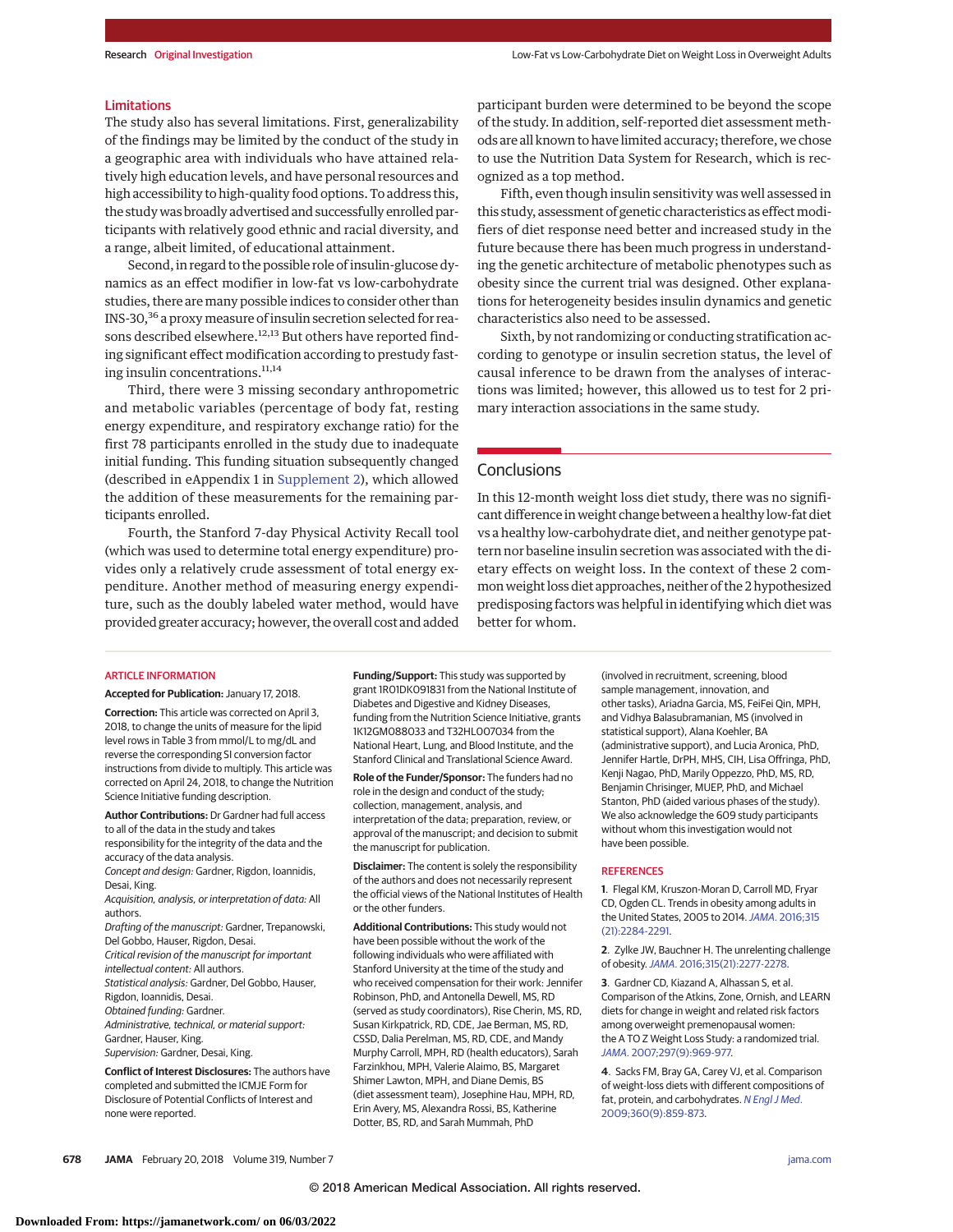### Limitations

The study also has several limitations. First, generalizability of the findings may be limited by the conduct of the study in a geographic area with individuals who have attained relatively high education levels, and have personal resources and high accessibility to high-quality food options. To address this, the study was broadly advertised and successfully enrolled participants with relatively good ethnic and racial diversity, and a range, albeit limited, of educational attainment.

Second, in regard to the possible role of insulin-glucose dynamics as an effect modifier in low-fat vs low-carbohydrate studies, there are many possible indices to consider other than INS-30,[36] a proxy measure of insulin secretion selected for reasons described elsewhere.[12,13] But others have reported finding significant effect modification according to prestudy fasting insulin concentrations.[11,14]

Third, there were 3 missing secondary anthropometric and metabolic variables (percentage of body fat, resting energy expenditure, and respiratory exchange ratio) for the first 78 participants enrolled in the study due to inadequate initial funding. This funding situation subsequently changed (described in eAppendix 1 in Supplement 2), which allowed the addition of these measurements for the remaining participants enrolled.

Fourth, the Stanford 7-day Physical Activity Recall tool (which was used to determine total energy expenditure) provides only a relatively crude assessment of total energy expenditure. Another method of measuring energy expenditure, such as the doubly labeled water method, would have provided greater accuracy; however, the overall cost and added participant burden were determined to be beyond the scope of the study. In addition, self-reported diet assessment methods are all known to have limited accuracy; therefore, we chose to use the Nutrition Data System for Research, which is recognized as a top method.

Fifth, even though insulin sensitivity was well assessed in this study, assessment of genetic characteristics as effect modifiers of diet response need better and increased study in the future because there has been much progress in understanding the genetic architecture of metabolic phenotypes such as obesity since the current trial was designed. Other explanations for heterogeneity besides insulin dynamics and genetic characteristics also need to be assessed.

Sixth, by not randomizing or conducting stratification according to genotype or insulin secretion status, the level of causal inference to be drawn from the analyses of interactions was limited; however, this allowed us to test for 2 primary interaction associations in the same study.

## Conclusions

In this 12-month weight loss diet study, there was no significant difference in weight change between a healthy low-fat diet vs a healthy low-carbohydrate diet, and neither genotype pattern nor baseline insulin secretion was associated with the dietary effects on weight loss. In the context of these 2 common weight loss diet approaches, neither of the 2 hypothesized predisposing factors was helpful in identifying which diet was better for whom.

### ARTICLE INFORMATION

**Accepted for Publication:** January 17, 2018.

**Correction:** This article was corrected on April 3, 2018, to change the units of measure for the lipid level rows in Table 3 from mmol/L to mg/dL and reverse the corresponding SI conversion factor instructions from divide to multiply. This article was corrected on April 24, 2018, to change the Nutrition Science Initiative funding description.

**Author Contributions:** Dr Gardner had full access to all of the data in the study and takes responsibility for the integrity of the data and the accuracy of the data analysis.
*Concept and design:* Gardner, Rigdon, Ioannidis, Desai, King.
*Acquisition, analysis, or interpretation of data:* All authors.
*Drafting of the manuscript:* Gardner, Trepanowski, Del Gobbo, Hauser, Rigdon, Desai.
*Critical revision of the manuscript for important intellectual content:* All authors.
*Statistical analysis:* Gardner, Del Gobbo, Hauser, Rigdon, Ioannidis, Desai.
*Obtained funding:* Gardner.
*Administrative, technical, or material support:* Gardner, Hauser, King.
*Supervision:* Gardner, Desai, King.

**Conflict of Interest Disclosures:** The authors have completed and submitted the ICMJE Form for Disclosure of Potential Conflicts of Interest and none were reported.

**Funding/Support:** This study was supported by grant 1R01DK091831 from the National Institute of Diabetes and Digestive and Kidney Diseases, funding from the Nutrition Science Initiative, grants 1K12GM088033 and T32HL007034 from the National Heart, Lung, and Blood Institute, and the Stanford Clinical and Translational Science Award.

**Role of the Funder/Sponsor:** The funders had no role in the design and conduct of the study; collection, management, analysis, and interpretation of the data; preparation, review, or approval of the manuscript; and decision to submit the manuscript for publication.

**Disclaimer:** The content is solely the responsibility of the authors and does not necessarily represent the official views of the National Institutes of Health or the other funders.

**Additional Contributions:** This study would not have been possible without the work of the following individuals who were affiliated with Stanford University at the time of the study and who received compensation for their work: Jennifer Robinson, PhD, and Antonella Dewell, MS, RD (served as study coordinators), Rise Cherin, MS, RD, Susan Kirkpatrick, RD, CDE, Jae Berman, MS, RD, CSSD, Dalia Perelman, MS, RD, CDE, and Mandy Murphy Carroll, MPH, RD (health educators), Sarah Farzinkhou, MPH, Valerie Alaimo, BS, Margaret Shimer Lawton, MPH, and Diane Demis, BS (diet assessment team), Josephine Hau, MPH, RD, Erin Avery, MS, Alexandra Rossi, BS, Katherine Dotter, BS, RD, and Sarah Mummah, PhD (involved in recruitment, screening, blood sample management, innovation, and other tasks), Ariadna Garcia, MS, FeiFei Qin, MPH, and Vidhya Balasubramanian, MS (involved in statistical support), Alana Koehler, BA (administrative support), and Lucia Aronica, PhD, Jennifer Hartle, DrPH, MHS, CIH, Lisa Offringa, PhD, Kenji Nagao, PhD, Marily Oppezzo, PhD, MS, RD, Benjamin Chrisinger, MUEP, PhD, and Michael Stanton, PhD (aided various phases of the study). We also acknowledge the 609 study participants without whom this investigation would not have been possible.

### REFERENCES

1. Flegal KM, Kruszon-Moran D, Carroll MD, Fryar CD, Ogden CL. Trends in obesity among adults in the United States, 2005 to 2014. *JAMA*. 2016;315(21):2284-2291.

2. Zylke JW, Bauchner H. The unrelenting challenge of obesity. *JAMA*. 2016;315(21):2277-2278.

3. Gardner CD, Kiazand A, Alhassan S, et al. Comparison of the Atkins, Zone, Ornish, and LEARN diets for change in weight and related risk factors among overweight premenopausal women: the A TO Z Weight Loss Study: a randomized trial. *JAMA*. 2007;297(9):969-977.

4. Sacks FM, Bray GA, Carey VJ, et al. Comparison of weight-loss diets with different compositions of fat, protein, and carbohydrates. *N Engl J Med*. 2009;360(9):859-873.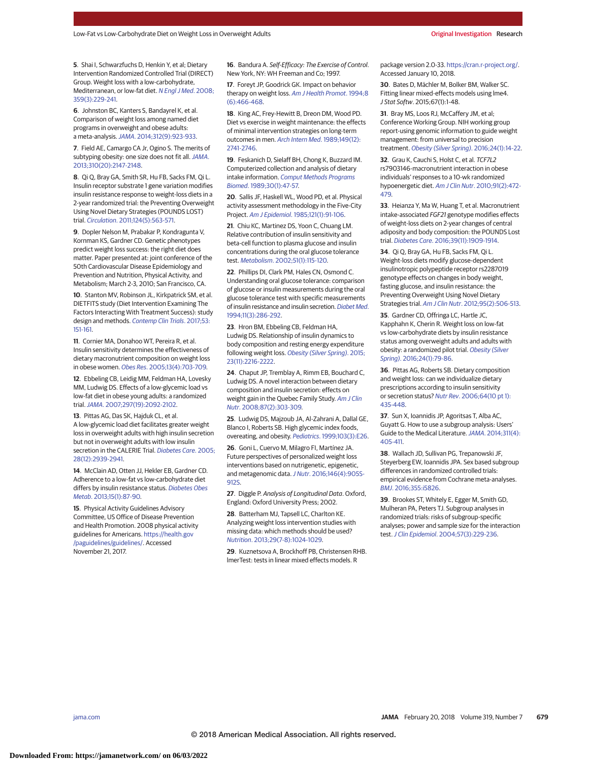5. Shai I, Schwarzfuchs D, Henkin Y, et al; Dietary Intervention Randomized Controlled Trial (DIRECT) Group. Weight loss with a low-carbohydrate, Mediterranean, or low-fat diet. *N Engl J Med*. 2008;359(3):229-241.

6. Johnston BC, Kanters S, Bandayrel K, et al. Comparison of weight loss among named diet programs in overweight and obese adults: a meta-analysis. *JAMA*. 2014;312(9):923-933.

7. Field AE, Camargo CA Jr, Ogino S. The merits of subtyping obesity: one size does not fit all. *JAMA*. 2013;310(20):2147-2148.

8. Qi Q, Bray GA, Smith SR, Hu FB, Sacks FM, Qi L. Insulin receptor substrate 1 gene variation modifies insulin resistance response to weight-loss diets in a 2-year randomized trial: the Preventing Overweight Using Novel Dietary Strategies (POUNDS LOST) trial. *Circulation*. 2011;124(5):563-571.

9. Dopler Nelson M, Prabakar P, Kondragunta V, Kornman KS, Gardner CD. Genetic phenotypes predict weight loss success: the right diet does matter. Paper presented at: joint conference of the 50th Cardiovascular Disease Epidemiology and Prevention and Nutrition, Physical Activity, and Metabolism; March 2-3, 2010; San Francisco, CA.

10. Stanton MV, Robinson JL, Kirkpatrick SM, et al. DIETFITS study (Diet Intervention Examining The Factors Interacting With Treatment Success): study design and methods. *Contemp Clin Trials*. 2017;53:151-161.

11. Cornier MA, Donahoo WT, Pereira R, et al. Insulin sensitivity determines the effectiveness of dietary macronutrient composition on weight loss in obese women. *Obes Res*. 2005;13(4):703-709.

12. Ebbeling CB, Leidig MM, Feldman HA, Lovesky MM, Ludwig DS. Effects of a low-glycemic load vs low-fat diet in obese young adults: a randomized trial. *JAMA*. 2007;297(19):2092-2102.

13. Pittas AG, Das SK, Hajduk CL, et al. A low-glycemic load diet facilitates greater weight loss in overweight adults with high insulin secretion but not in overweight adults with low insulin secretion in the CALERIE Trial. *Diabetes Care*. 2005;28(12):2939-2941.

14. McClain AD, Otten JJ, Hekler EB, Gardner CD. Adherence to a low-fat vs low-carbohydrate diet differs by insulin resistance status. *Diabetes Obes Metab*. 2013;15(1):87-90.

15. Physical Activity Guidelines Advisory Committee, US Office of Disease Prevention and Health Promotion. 2008 physical activity guidelines for Americans. https://health.gov/paguidelines/guidelines/. Accessed November 21, 2017.

16. Bandura A. *Self-Efficacy: The Exercise of Control*. New York, NY: WH Freeman and Co; 1997.

17. Foreyt JP, Goodrick GK. Impact on behavior therapy on weight loss. *Am J Health Promot*. 1994;8(6):466-468.

18. King AC, Frey-Hewitt B, Dreon DM, Wood PD. Diet vs exercise in weight maintenance: the effects of minimal intervention strategies on long-term outcomes in men. *Arch Intern Med*. 1989;149(12):2741-2746.

19. Feskanich D, Sielaff BH, Chong K, Buzzard IM. Computerized collection and analysis of dietary intake information. *Comput Methods Programs Biomed*. 1989;30(1):47-57.

20. Sallis JF, Haskell WL, Wood PD, et al. Physical activity assessment methodology in the Five-City Project. *Am J Epidemiol*. 1985;121(1):91-106.

21. Chiu KC, Martinez DS, Yoon C, Chuang LM. Relative contribution of insulin sensitivity and beta-cell function to plasma glucose and insulin concentrations during the oral glucose tolerance test. *Metabolism*. 2002;51(1):115-120.

22. Phillips DI, Clark PM, Hales CN, Osmond C. Understanding oral glucose tolerance: comparison of glucose or insulin measurements during the oral glucose tolerance test with specific measurements of insulin resistance and insulin secretion. *Diabet Med*. 1994;11(3):286-292.

23. Hron BM, Ebbeling CB, Feldman HA, Ludwig DS. Relationship of insulin dynamics to body composition and resting energy expenditure following weight loss. *Obesity (Silver Spring)*. 2015;23(11):2216-2222.

24. Chaput JP, Tremblay A, Rimm EB, Bouchard C, Ludwig DS. A novel interaction between dietary composition and insulin secretion: effects on weight gain in the Quebec Family Study. *Am J Clin Nutr*. 2008;87(2):303-309.

25. Ludwig DS, Majzoub JA, Al-Zahrani A, Dallal GE, Blanco I, Roberts SB. High glycemic index foods, overeating, and obesity. *Pediatrics*. 1999;103(3):E26.

26. Goni L, Cuervo M, Milagro FI, Martínez JA. Future perspectives of personalized weight loss interventions based on nutrigenetic, epigenetic, and metagenomic data. *J Nutr*. 2016;146(4):905S-912S.

27. Diggle P. *Analysis of Longitudinal Data*. Oxford, England: Oxford University Press; 2002.

28. Batterham MJ, Tapsell LC, Charlton KE. Analyzing weight loss intervention studies with missing data: which methods should be used? *Nutrition*. 2013;29(7-8):1024-1029.

29. Kuznetsova A, Brockhoff PB, Christensen RHB. lmerTest: tests in linear mixed effects models. R package version 2.0-33. https://cran.r-project.org/. Accessed January 10, 2018.

30. Bates D, Mächler M, Bolker BM, Walker SC. Fitting linear mixed-effects models using lme4. *J Stat Softw*. 2015;67(1):1-48.

31. Bray MS, Loos RJ, McCaffery JM, et al; Conference Working Group. NIH working group report-using genomic information to guide weight management: from universal to precision treatment. *Obesity (Silver Spring)*. 2016;24(1):14-22.

32. Grau K, Cauchi S, Holst C, et al. *TCF7L2* rs7903146-macronutrient interaction in obese individuals' responses to a 10-wk randomized hypoenergetic diet. *Am J Clin Nutr*. 2010;91(2):472-479.

33. Heianza Y, Ma W, Huang T, et al. Macronutrient intake-associated *FGF21* genotype modifies effects of weight-loss diets on 2-year changes of central adiposity and body composition: the POUNDS Lost trial. *Diabetes Care*. 2016;39(11):1909-1914.

34. Qi Q, Bray GA, Hu FB, Sacks FM, Qi L. Weight-loss diets modify glucose-dependent insulinotropic polypeptide receptor rs2287019 genotype effects on changes in body weight, fasting glucose, and insulin resistance: the Preventing Overweight Using Novel Dietary Strategies trial. *Am J Clin Nutr*. 2012;95(2):506-513.

35. Gardner CD, Offringa LC, Hartle JC, Kapphahn K, Cherin R. Weight loss on low-fat vs low-carbohydrate diets by insulin resistance status among overweight adults and adults with obesity: a randomized pilot trial. *Obesity (Silver Spring)*. 2016;24(1):79-86.

36. Pittas AG, Roberts SB. Dietary composition and weight loss: can we individualize dietary prescriptions according to insulin sensitivity or secretion status? *Nutr Rev*. 2006;64(10 pt 1):435-448.

37. Sun X, Ioannidis JP, Agoritsas T, Alba AC, Guyatt G. How to use a subgroup analysis: Users' Guide to the Medical Literature. *JAMA*. 2014;311(4):405-411.

38. Wallach JD, Sullivan PG, Trepanowski JF, Steyerberg EW, Ioannidis JPA. Sex based subgroup differences in randomized controlled trials: empirical evidence from Cochrane meta-analyses. *BMJ*. 2016;355:i5826.

39. Brookes ST, Whitely E, Egger M, Smith GD, Mulheran PA, Peters TJ. Subgroup analyses in randomized trials: risks of subgroup-specific analyses; power and sample size for the interaction test. *J Clin Epidemiol*. 2004;57(3):229-236.